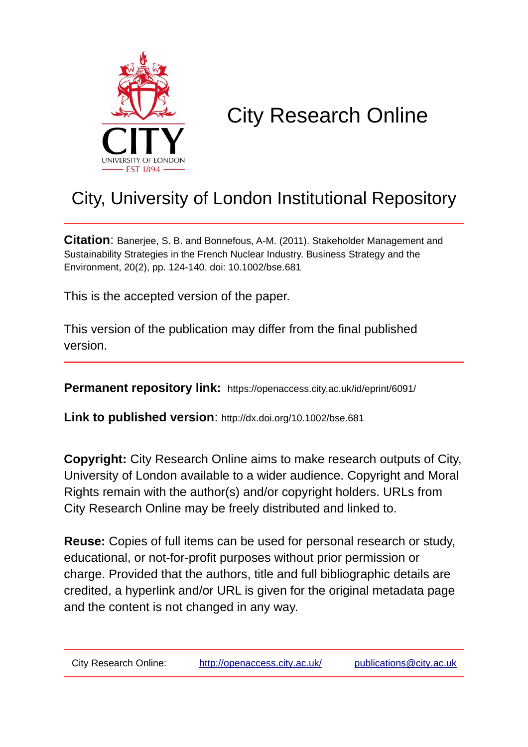# City Research Online

## City, University of London Institutional Repository

**Citation**: Banerjee, S. B. and Bonnefous, A-M. (2011). Stakeholder Management and Sustainability Strategies in the French Nuclear Industry. Business Strategy and the Environment, 20(2), pp. 124-140. doi: 10.1002/bse.681

This is the accepted version of the paper.

This version of the publication may differ from the final published version.

**Permanent repository link:** https://openaccess.city.ac.uk/id/eprint/6091/

**Link to published version**: http://dx.doi.org/10.1002/bse.681

**Copyright:** City Research Online aims to make research outputs of City, University of London available to a wider audience. Copyright and Moral Rights remain with the author(s) and/or copyright holders. URLs from City Research Online may be freely distributed and linked to.

**Reuse:** Copies of full items can be used for personal research or study, educational, or not-for-profit purposes without prior permission or charge. Provided that the authors, title and full bibliographic details are credited, a hyperlink and/or URL is given for the original metadata page and the content is not changed in any way.

City Research Online: http://openaccess.city.ac.uk/ publications@city.ac.uk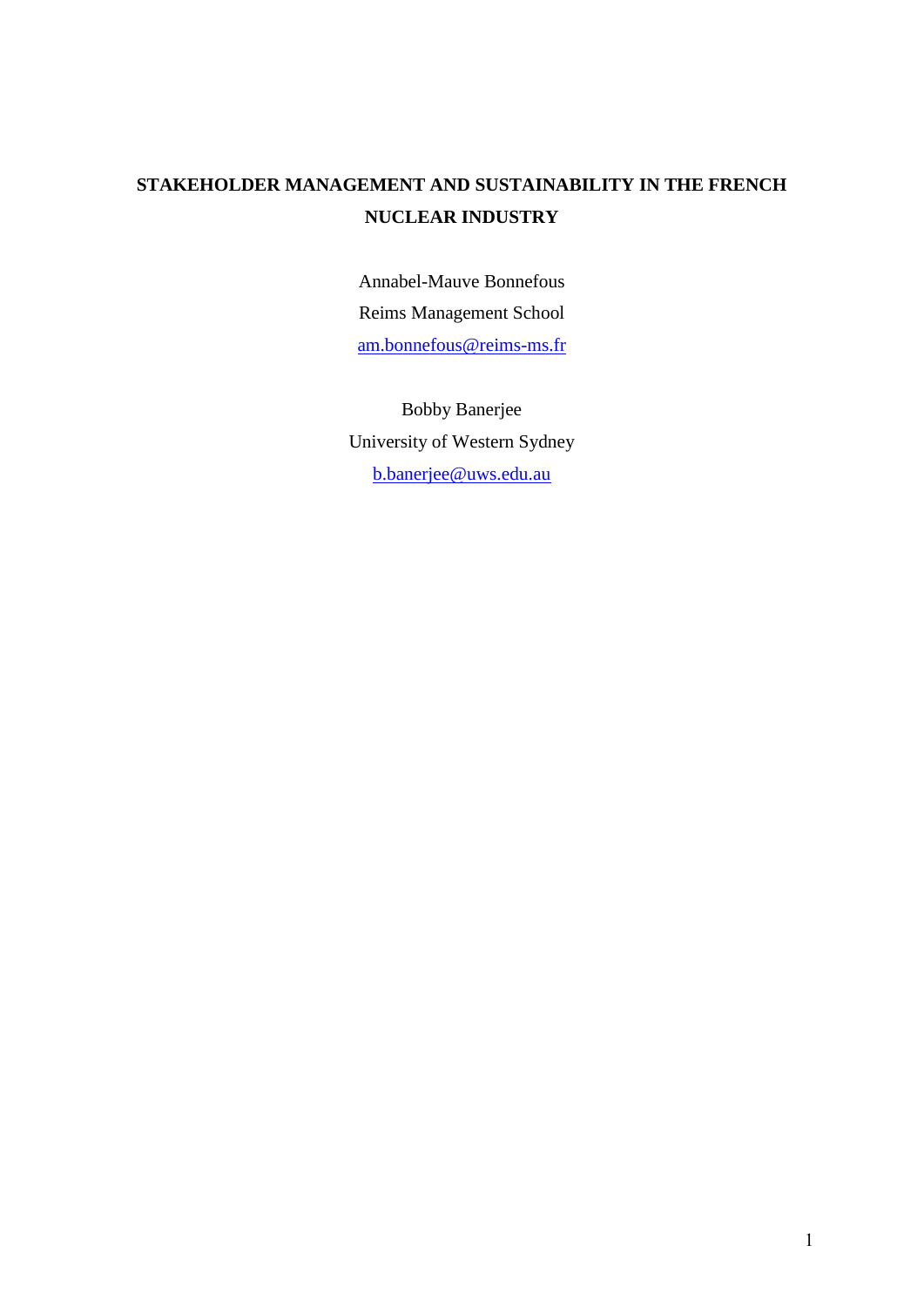# STAKEHOLDER MANAGEMENT AND SUSTAINABILITY IN THE FRENCH NUCLEAR INDUSTRY

Annabel-Mauve Bonnefous

Reims Management School

am.bonnefous@reims-ms.fr

Bobby Banerjee

University of Western Sydney

b.banerjee@uws.edu.au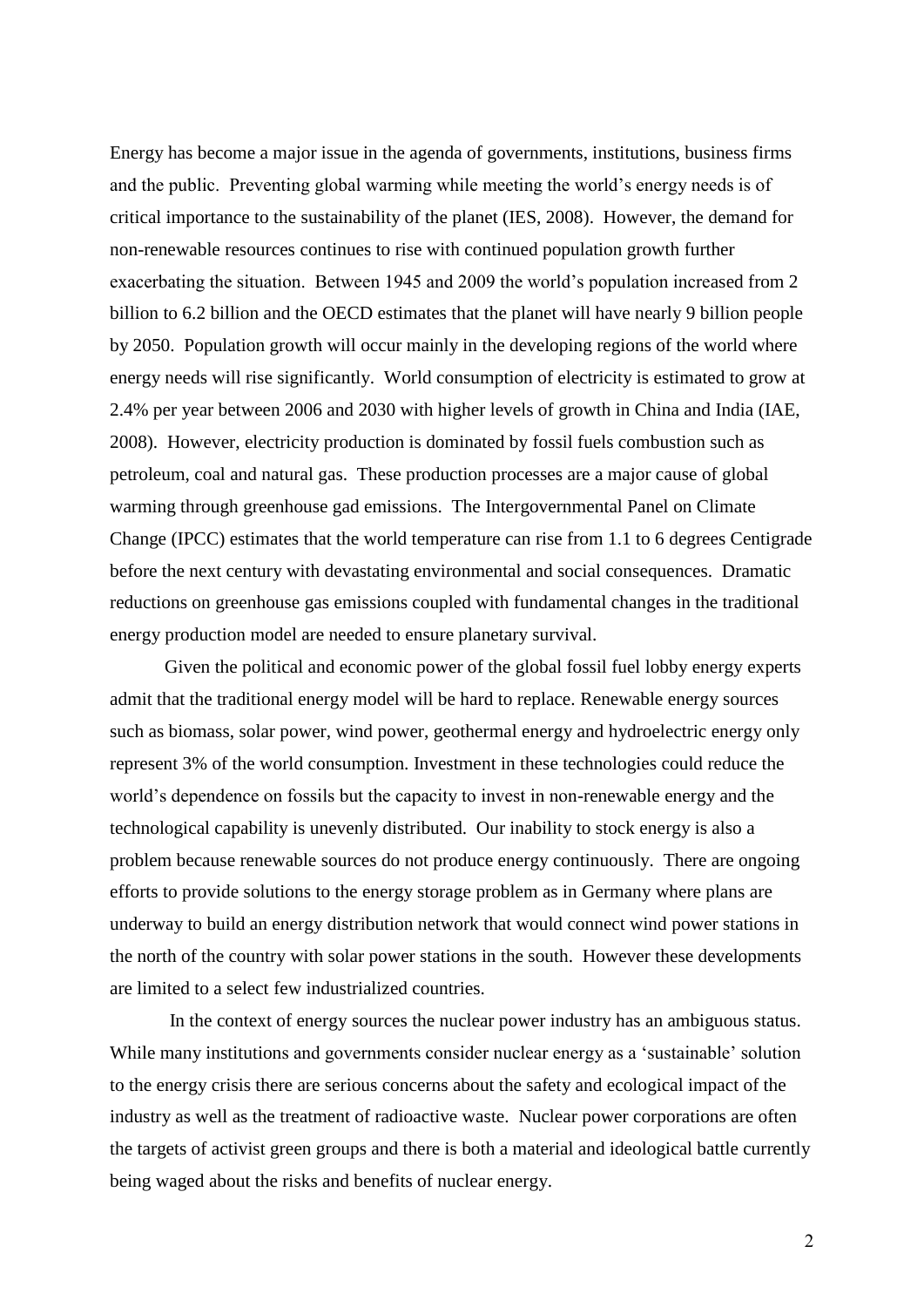Energy has become a major issue in the agenda of governments, institutions, business firms and the public. Preventing global warming while meeting the world's energy needs is of critical importance to the sustainability of the planet (IES, 2008). However, the demand for non-renewable resources continues to rise with continued population growth further exacerbating the situation. Between 1945 and 2009 the world's population increased from 2 billion to 6.2 billion and the OECD estimates that the planet will have nearly 9 billion people by 2050. Population growth will occur mainly in the developing regions of the world where energy needs will rise significantly. World consumption of electricity is estimated to grow at 2.4% per year between 2006 and 2030 with higher levels of growth in China and India (IAE, 2008). However, electricity production is dominated by fossil fuels combustion such as petroleum, coal and natural gas. These production processes are a major cause of global warming through greenhouse gad emissions. The Intergovernmental Panel on Climate Change (IPCC) estimates that the world temperature can rise from 1.1 to 6 degrees Centigrade before the next century with devastating environmental and social consequences. Dramatic reductions on greenhouse gas emissions coupled with fundamental changes in the traditional energy production model are needed to ensure planetary survival.

Given the political and economic power of the global fossil fuel lobby energy experts admit that the traditional energy model will be hard to replace. Renewable energy sources such as biomass, solar power, wind power, geothermal energy and hydroelectric energy only represent 3% of the world consumption. Investment in these technologies could reduce the world's dependence on fossils but the capacity to invest in non-renewable energy and the technological capability is unevenly distributed. Our inability to stock energy is also a problem because renewable sources do not produce energy continuously. There are ongoing efforts to provide solutions to the energy storage problem as in Germany where plans are underway to build an energy distribution network that would connect wind power stations in the north of the country with solar power stations in the south. However these developments are limited to a select few industrialized countries.

In the context of energy sources the nuclear power industry has an ambiguous status. While many institutions and governments consider nuclear energy as a 'sustainable' solution to the energy crisis there are serious concerns about the safety and ecological impact of the industry as well as the treatment of radioactive waste. Nuclear power corporations are often the targets of activist green groups and there is both a material and ideological battle currently being waged about the risks and benefits of nuclear energy.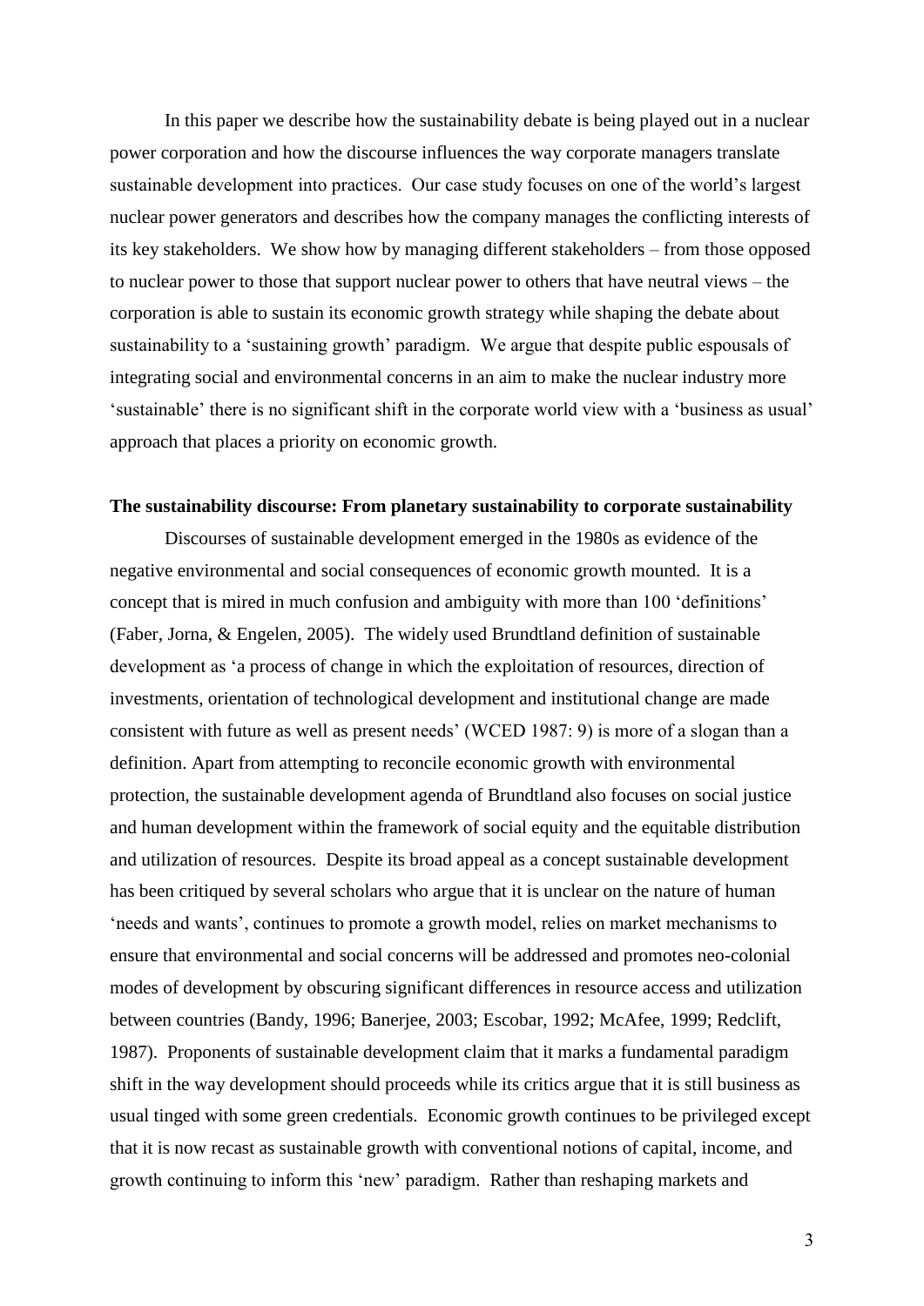In this paper we describe how the sustainability debate is being played out in a nuclear power corporation and how the discourse influences the way corporate managers translate sustainable development into practices. Our case study focuses on one of the world's largest nuclear power generators and describes how the company manages the conflicting interests of its key stakeholders. We show how by managing different stakeholders – from those opposed to nuclear power to those that support nuclear power to others that have neutral views – the corporation is able to sustain its economic growth strategy while shaping the debate about sustainability to a 'sustaining growth' paradigm. We argue that despite public espousals of integrating social and environmental concerns in an aim to make the nuclear industry more 'sustainable' there is no significant shift in the corporate world view with a 'business as usual' approach that places a priority on economic growth.

**The sustainability discourse: From planetary sustainability to corporate sustainability**

Discourses of sustainable development emerged in the 1980s as evidence of the negative environmental and social consequences of economic growth mounted. It is a concept that is mired in much confusion and ambiguity with more than 100 'definitions' (Faber, Jorna, & Engelen, 2005). The widely used Brundtland definition of sustainable development as 'a process of change in which the exploitation of resources, direction of investments, orientation of technological development and institutional change are made consistent with future as well as present needs' (WCED 1987: 9) is more of a slogan than a definition. Apart from attempting to reconcile economic growth with environmental protection, the sustainable development agenda of Brundtland also focuses on social justice and human development within the framework of social equity and the equitable distribution and utilization of resources. Despite its broad appeal as a concept sustainable development has been critiqued by several scholars who argue that it is unclear on the nature of human 'needs and wants', continues to promote a growth model, relies on market mechanisms to ensure that environmental and social concerns will be addressed and promotes neo-colonial modes of development by obscuring significant differences in resource access and utilization between countries (Bandy, 1996; Banerjee, 2003; Escobar, 1992; McAfee, 1999; Redclift, 1987). Proponents of sustainable development claim that it marks a fundamental paradigm shift in the way development should proceeds while its critics argue that it is still business as usual tinged with some green credentials. Economic growth continues to be privileged except that it is now recast as sustainable growth with conventional notions of capital, income, and growth continuing to inform this 'new' paradigm. Rather than reshaping markets and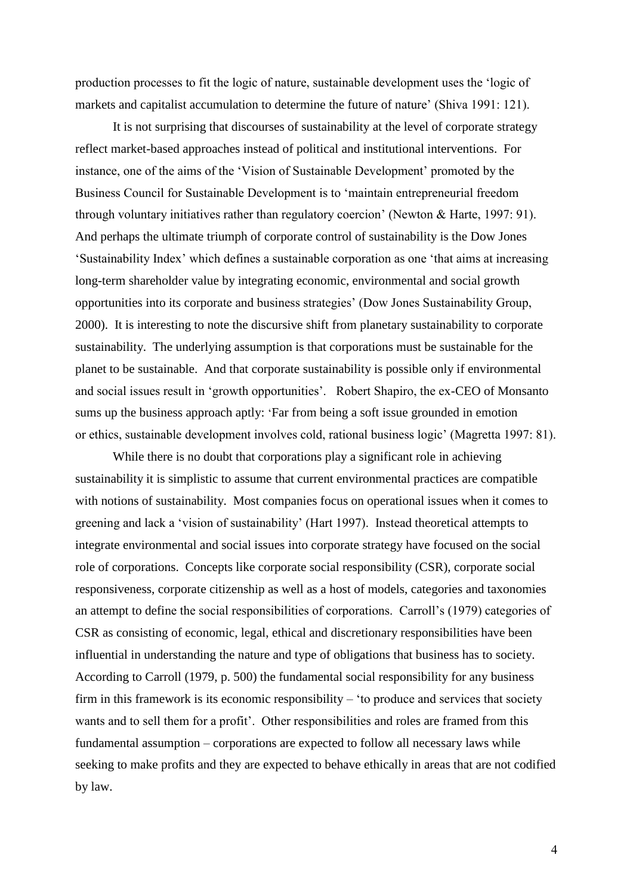production processes to fit the logic of nature, sustainable development uses the 'logic of markets and capitalist accumulation to determine the future of nature' (Shiva 1991: 121).

It is not surprising that discourses of sustainability at the level of corporate strategy reflect market-based approaches instead of political and institutional interventions. For instance, one of the aims of the 'Vision of Sustainable Development' promoted by the Business Council for Sustainable Development is to 'maintain entrepreneurial freedom through voluntary initiatives rather than regulatory coercion' (Newton & Harte, 1997: 91). And perhaps the ultimate triumph of corporate control of sustainability is the Dow Jones 'Sustainability Index' which defines a sustainable corporation as one 'that aims at increasing long-term shareholder value by integrating economic, environmental and social growth opportunities into its corporate and business strategies' (Dow Jones Sustainability Group, 2000). It is interesting to note the discursive shift from planetary sustainability to corporate sustainability. The underlying assumption is that corporations must be sustainable for the planet to be sustainable. And that corporate sustainability is possible only if environmental and social issues result in 'growth opportunities'. Robert Shapiro, the ex-CEO of Monsanto sums up the business approach aptly: 'Far from being a soft issue grounded in emotion or ethics, sustainable development involves cold, rational business logic' (Magretta 1997: 81).

While there is no doubt that corporations play a significant role in achieving sustainability it is simplistic to assume that current environmental practices are compatible with notions of sustainability. Most companies focus on operational issues when it comes to greening and lack a 'vision of sustainability' (Hart 1997). Instead theoretical attempts to integrate environmental and social issues into corporate strategy have focused on the social role of corporations. Concepts like corporate social responsibility (CSR), corporate social responsiveness, corporate citizenship as well as a host of models, categories and taxonomies an attempt to define the social responsibilities of corporations. Carroll's (1979) categories of CSR as consisting of economic, legal, ethical and discretionary responsibilities have been influential in understanding the nature and type of obligations that business has to society. According to Carroll (1979, p. 500) the fundamental social responsibility for any business firm in this framework is its economic responsibility – 'to produce and services that society wants and to sell them for a profit'. Other responsibilities and roles are framed from this fundamental assumption – corporations are expected to follow all necessary laws while seeking to make profits and they are expected to behave ethically in areas that are not codified by law.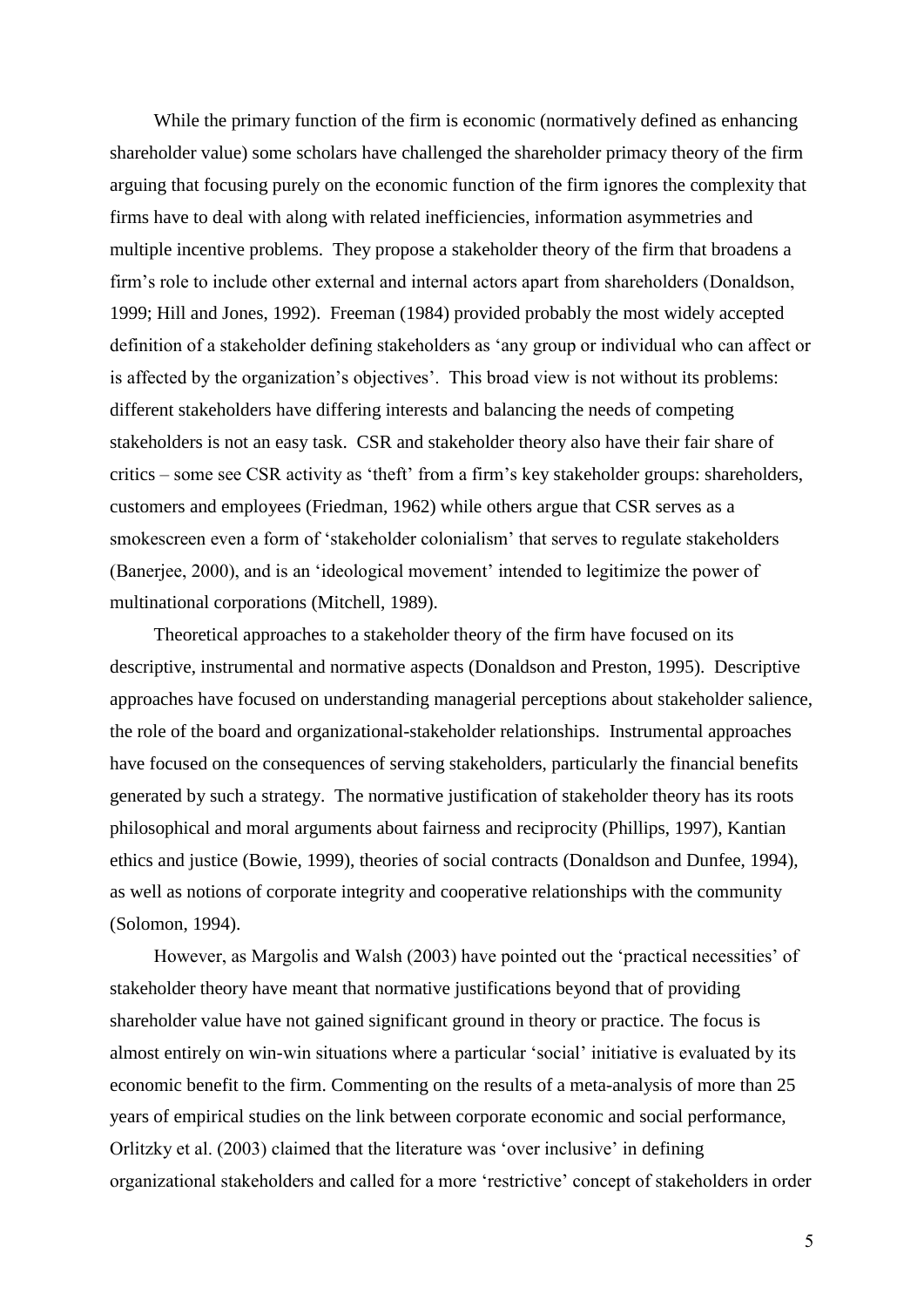While the primary function of the firm is economic (normatively defined as enhancing shareholder value) some scholars have challenged the shareholder primacy theory of the firm arguing that focusing purely on the economic function of the firm ignores the complexity that firms have to deal with along with related inefficiencies, information asymmetries and multiple incentive problems. They propose a stakeholder theory of the firm that broadens a firm's role to include other external and internal actors apart from shareholders (Donaldson, 1999; Hill and Jones, 1992). Freeman (1984) provided probably the most widely accepted definition of a stakeholder defining stakeholders as 'any group or individual who can affect or is affected by the organization's objectives'. This broad view is not without its problems: different stakeholders have differing interests and balancing the needs of competing stakeholders is not an easy task. CSR and stakeholder theory also have their fair share of critics – some see CSR activity as 'theft' from a firm's key stakeholder groups: shareholders, customers and employees (Friedman, 1962) while others argue that CSR serves as a smokescreen even a form of 'stakeholder colonialism' that serves to regulate stakeholders (Banerjee, 2000), and is an 'ideological movement' intended to legitimize the power of multinational corporations (Mitchell, 1989).

Theoretical approaches to a stakeholder theory of the firm have focused on its descriptive, instrumental and normative aspects (Donaldson and Preston, 1995). Descriptive approaches have focused on understanding managerial perceptions about stakeholder salience, the role of the board and organizational-stakeholder relationships. Instrumental approaches have focused on the consequences of serving stakeholders, particularly the financial benefits generated by such a strategy. The normative justification of stakeholder theory has its roots philosophical and moral arguments about fairness and reciprocity (Phillips, 1997), Kantian ethics and justice (Bowie, 1999), theories of social contracts (Donaldson and Dunfee, 1994), as well as notions of corporate integrity and cooperative relationships with the community (Solomon, 1994).

However, as Margolis and Walsh (2003) have pointed out the 'practical necessities' of stakeholder theory have meant that normative justifications beyond that of providing shareholder value have not gained significant ground in theory or practice. The focus is almost entirely on win-win situations where a particular 'social' initiative is evaluated by its economic benefit to the firm. Commenting on the results of a meta-analysis of more than 25 years of empirical studies on the link between corporate economic and social performance, Orlitzky et al. (2003) claimed that the literature was 'over inclusive' in defining organizational stakeholders and called for a more 'restrictive' concept of stakeholders in order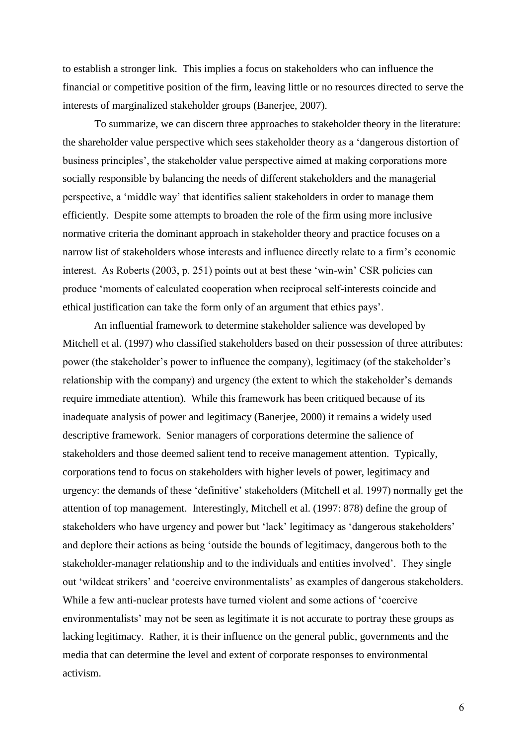to establish a stronger link. This implies a focus on stakeholders who can influence the financial or competitive position of the firm, leaving little or no resources directed to serve the interests of marginalized stakeholder groups (Banerjee, 2007).

To summarize, we can discern three approaches to stakeholder theory in the literature: the shareholder value perspective which sees stakeholder theory as a 'dangerous distortion of business principles', the stakeholder value perspective aimed at making corporations more socially responsible by balancing the needs of different stakeholders and the managerial perspective, a 'middle way' that identifies salient stakeholders in order to manage them efficiently. Despite some attempts to broaden the role of the firm using more inclusive normative criteria the dominant approach in stakeholder theory and practice focuses on a narrow list of stakeholders whose interests and influence directly relate to a firm's economic interest. As Roberts (2003, p. 251) points out at best these 'win-win' CSR policies can produce 'moments of calculated cooperation when reciprocal self-interests coincide and ethical justification can take the form only of an argument that ethics pays'.

An influential framework to determine stakeholder salience was developed by Mitchell et al. (1997) who classified stakeholders based on their possession of three attributes: power (the stakeholder's power to influence the company), legitimacy (of the stakeholder's relationship with the company) and urgency (the extent to which the stakeholder's demands require immediate attention). While this framework has been critiqued because of its inadequate analysis of power and legitimacy (Banerjee, 2000) it remains a widely used descriptive framework. Senior managers of corporations determine the salience of stakeholders and those deemed salient tend to receive management attention. Typically, corporations tend to focus on stakeholders with higher levels of power, legitimacy and urgency: the demands of these 'definitive' stakeholders (Mitchell et al. 1997) normally get the attention of top management. Interestingly, Mitchell et al. (1997: 878) define the group of stakeholders who have urgency and power but 'lack' legitimacy as 'dangerous stakeholders' and deplore their actions as being 'outside the bounds of legitimacy, dangerous both to the stakeholder-manager relationship and to the individuals and entities involved'. They single out 'wildcat strikers' and 'coercive environmentalists' as examples of dangerous stakeholders. While a few anti-nuclear protests have turned violent and some actions of 'coercive environmentalists' may not be seen as legitimate it is not accurate to portray these groups as lacking legitimacy. Rather, it is their influence on the general public, governments and the media that can determine the level and extent of corporate responses to environmental activism.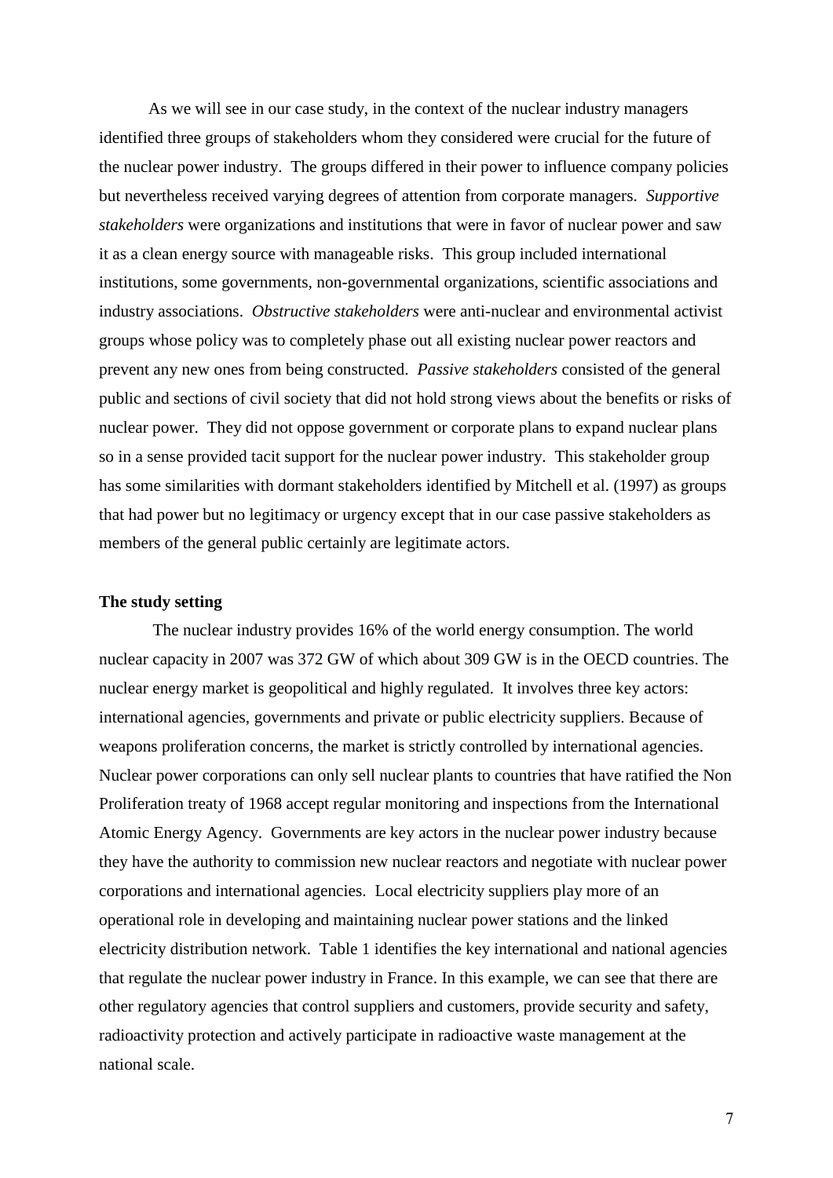As we will see in our case study, in the context of the nuclear industry managers identified three groups of stakeholders whom they considered were crucial for the future of the nuclear power industry. The groups differed in their power to influence company policies but nevertheless received varying degrees of attention from corporate managers. *Supportive stakeholders* were organizations and institutions that were in favor of nuclear power and saw it as a clean energy source with manageable risks. This group included international institutions, some governments, non-governmental organizations, scientific associations and industry associations. *Obstructive stakeholders* were anti-nuclear and environmental activist groups whose policy was to completely phase out all existing nuclear power reactors and prevent any new ones from being constructed. *Passive stakeholders* consisted of the general public and sections of civil society that did not hold strong views about the benefits or risks of nuclear power. They did not oppose government or corporate plans to expand nuclear plans so in a sense provided tacit support for the nuclear power industry. This stakeholder group has some similarities with dormant stakeholders identified by Mitchell et al. (1997) as groups that had power but no legitimacy or urgency except that in our case passive stakeholders as members of the general public certainly are legitimate actors.

**The study setting**

The nuclear industry provides 16% of the world energy consumption. The world nuclear capacity in 2007 was 372 GW of which about 309 GW is in the OECD countries. The nuclear energy market is geopolitical and highly regulated. It involves three key actors: international agencies, governments and private or public electricity suppliers. Because of weapons proliferation concerns, the market is strictly controlled by international agencies. Nuclear power corporations can only sell nuclear plants to countries that have ratified the Non Proliferation treaty of 1968 accept regular monitoring and inspections from the International Atomic Energy Agency. Governments are key actors in the nuclear power industry because they have the authority to commission new nuclear reactors and negotiate with nuclear power corporations and international agencies. Local electricity suppliers play more of an operational role in developing and maintaining nuclear power stations and the linked electricity distribution network. Table 1 identifies the key international and national agencies that regulate the nuclear power industry in France. In this example, we can see that there are other regulatory agencies that control suppliers and customers, provide security and safety, radioactivity protection and actively participate in radioactive waste management at the national scale.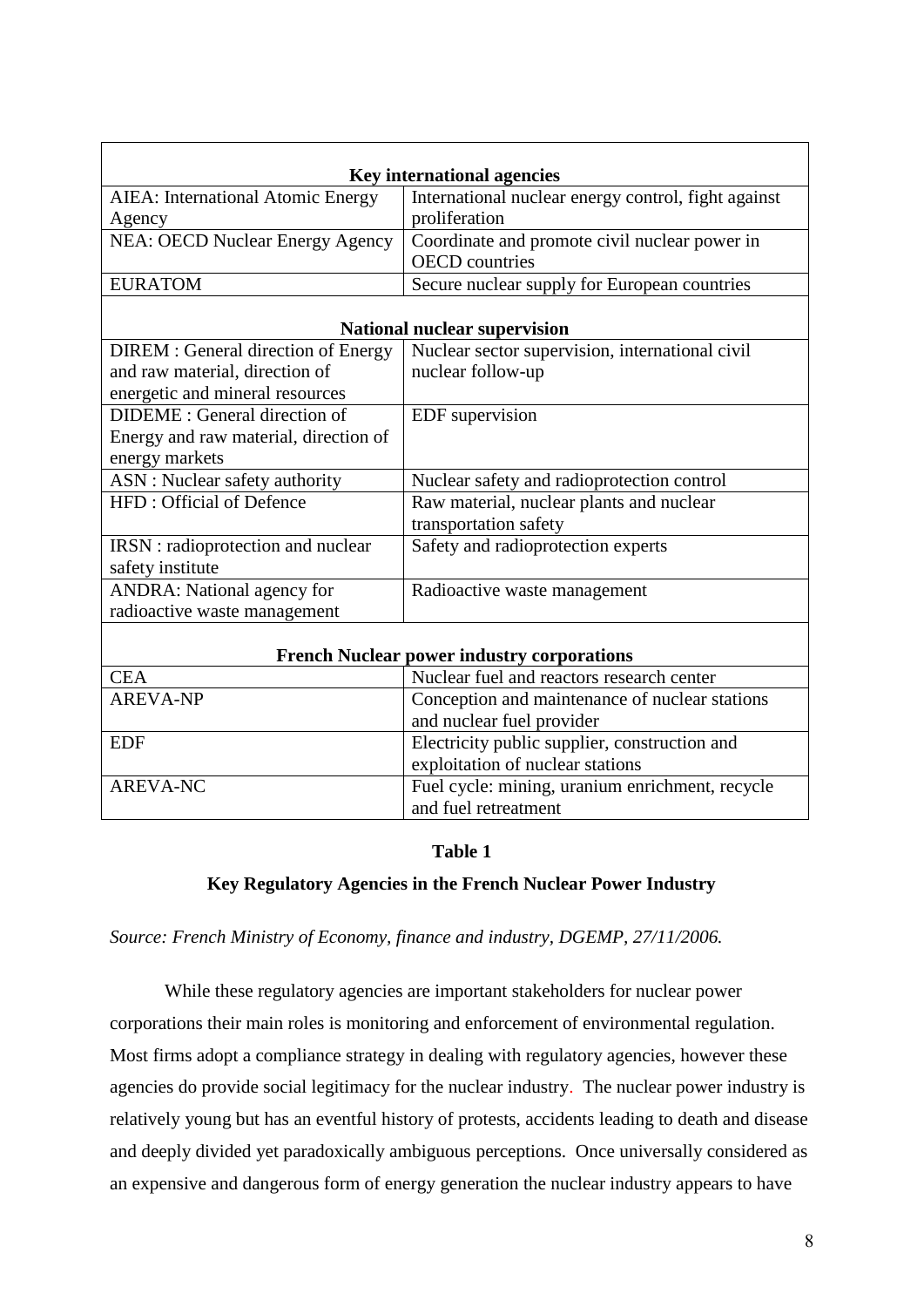| Key international agencies | |
|---|---|
| AIEA: International Atomic Energy Agency | International nuclear energy control, fight against proliferation |
| NEA: OECD Nuclear Energy Agency | Coordinate and promote civil nuclear power in OECD countries |
| EURATOM | Secure nuclear supply for European countries |
| **National nuclear supervision** | |
| DIREM : General direction of Energy and raw material, direction of energetic and mineral resources | Nuclear sector supervision, international civil nuclear follow-up |
| DIDEME : General direction of Energy and raw material, direction of energy markets | EDF supervision |
| ASN : Nuclear safety authority | Nuclear safety and radioprotection control |
| HFD : Official of Defence | Raw material, nuclear plants and nuclear transportation safety |
| IRSN : radioprotection and nuclear safety institute | Safety and radioprotection experts |
| ANDRA: National agency for radioactive waste management | Radioactive waste management |
| **French Nuclear power industry corporations** | |
| CEA | Nuclear fuel and reactors research center |
| AREVA-NP | Conception and maintenance of nuclear stations and nuclear fuel provider |
| EDF | Electricity public supplier, construction and exploitation of nuclear stations |
| AREVA-NC | Fuel cycle: mining, uranium enrichment, recycle and fuel retreatment |

**Table 1**

**Key Regulatory Agencies in the French Nuclear Power Industry**

*Source: French Ministry of Economy, finance and industry, DGEMP, 27/11/2006.*

While these regulatory agencies are important stakeholders for nuclear power corporations their main roles is monitoring and enforcement of environmental regulation. Most firms adopt a compliance strategy in dealing with regulatory agencies, however these agencies do provide social legitimacy for the nuclear industry. The nuclear power industry is relatively young but has an eventful history of protests, accidents leading to death and disease and deeply divided yet paradoxically ambiguous perceptions. Once universally considered as an expensive and dangerous form of energy generation the nuclear industry appears to have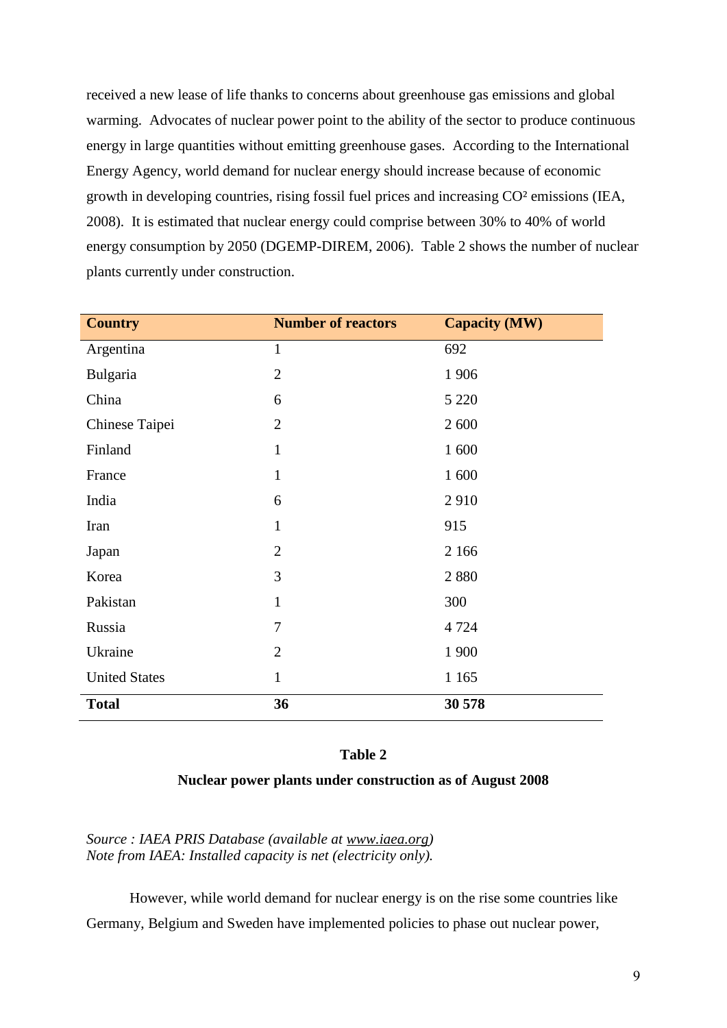received a new lease of life thanks to concerns about greenhouse gas emissions and global warming. Advocates of nuclear power point to the ability of the sector to produce continuous energy in large quantities without emitting greenhouse gases. According to the International Energy Agency, world demand for nuclear energy should increase because of economic growth in developing countries, rising fossil fuel prices and increasing $CO^2$ emissions (IEA, 2008). It is estimated that nuclear energy could comprise between 30% to 40% of world energy consumption by 2050 (DGEMP-DIREM, 2006). Table 2 shows the number of nuclear plants currently under construction.

| Country | Number of reactors | Capacity (MW) |
|---|---|---|
| Argentina | 1 | 692 |
| Bulgaria | 2 | 1 906 |
| China | 6 | 5 220 |
| Chinese Taipei | 2 | 2 600 |
| Finland | 1 | 1 600 |
| France | 1 | 1 600 |
| India | 6 | 2 910 |
| Iran | 1 | 915 |
| Japan | 2 | 2 166 |
| Korea | 3 | 2 880 |
| Pakistan | 1 | 300 |
| Russia | 7 | 4 724 |
| Ukraine | 2 | 1 900 |
| United States | 1 | 1 165 |
| **Total** | **36** | **30 578** |

**Table 2**

**Nuclear power plants under construction as of August 2008**

*Source : IAEA PRIS Database (available at www.iaea.org)*
*Note from IAEA: Installed capacity is net (electricity only).*

However, while world demand for nuclear energy is on the rise some countries like Germany, Belgium and Sweden have implemented policies to phase out nuclear power,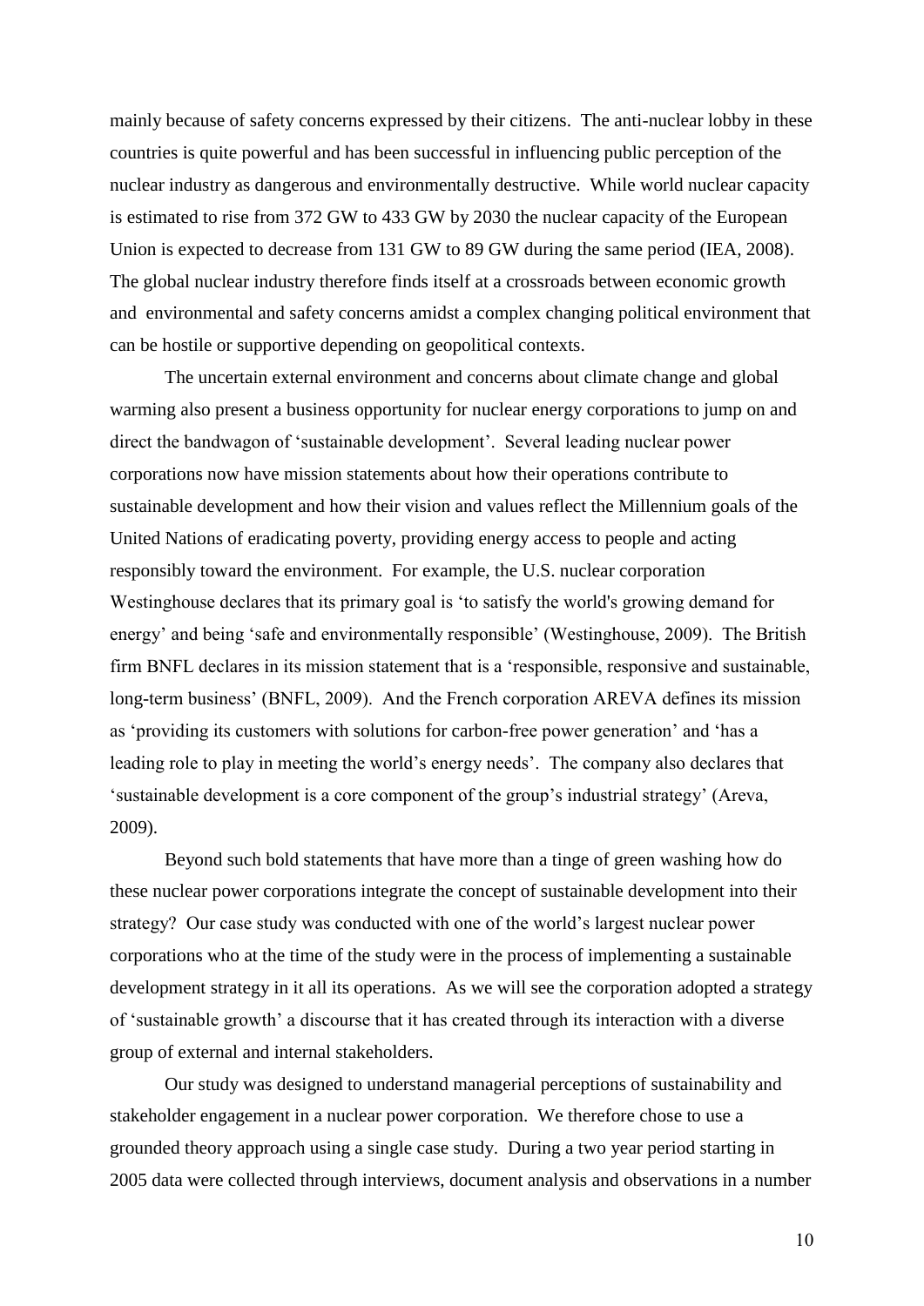mainly because of safety concerns expressed by their citizens. The anti-nuclear lobby in these countries is quite powerful and has been successful in influencing public perception of the nuclear industry as dangerous and environmentally destructive. While world nuclear capacity is estimated to rise from 372 GW to 433 GW by 2030 the nuclear capacity of the European Union is expected to decrease from 131 GW to 89 GW during the same period (IEA, 2008). The global nuclear industry therefore finds itself at a crossroads between economic growth and environmental and safety concerns amidst a complex changing political environment that can be hostile or supportive depending on geopolitical contexts.

The uncertain external environment and concerns about climate change and global warming also present a business opportunity for nuclear energy corporations to jump on and direct the bandwagon of 'sustainable development'. Several leading nuclear power corporations now have mission statements about how their operations contribute to sustainable development and how their vision and values reflect the Millennium goals of the United Nations of eradicating poverty, providing energy access to people and acting responsibly toward the environment. For example, the U.S. nuclear corporation Westinghouse declares that its primary goal is 'to satisfy the world's growing demand for energy' and being 'safe and environmentally responsible' (Westinghouse, 2009). The British firm BNFL declares in its mission statement that is a 'responsible, responsive and sustainable, long-term business' (BNFL, 2009). And the French corporation AREVA defines its mission as 'providing its customers with solutions for carbon-free power generation' and 'has a leading role to play in meeting the world's energy needs'. The company also declares that 'sustainable development is a core component of the group's industrial strategy' (Areva, 2009).

Beyond such bold statements that have more than a tinge of green washing how do these nuclear power corporations integrate the concept of sustainable development into their strategy? Our case study was conducted with one of the world's largest nuclear power corporations who at the time of the study were in the process of implementing a sustainable development strategy in it all its operations. As we will see the corporation adopted a strategy of 'sustainable growth' a discourse that it has created through its interaction with a diverse group of external and internal stakeholders.

Our study was designed to understand managerial perceptions of sustainability and stakeholder engagement in a nuclear power corporation. We therefore chose to use a grounded theory approach using a single case study. During a two year period starting in 2005 data were collected through interviews, document analysis and observations in a number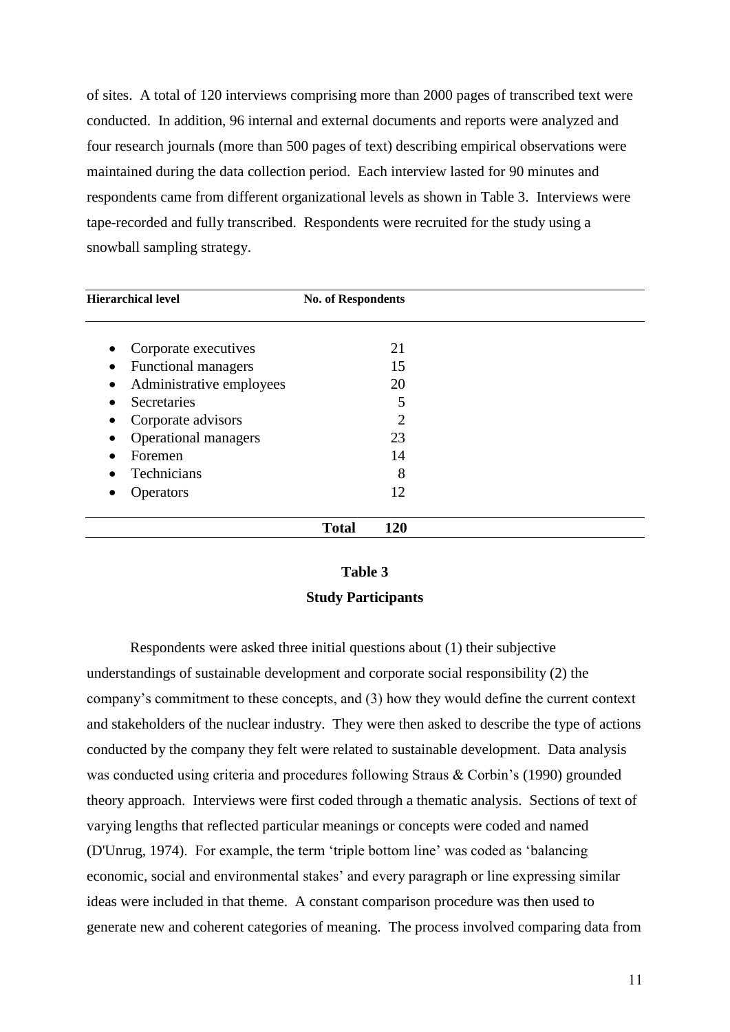of sites. A total of 120 interviews comprising more than 2000 pages of transcribed text were conducted. In addition, 96 internal and external documents and reports were analyzed and four research journals (more than 500 pages of text) describing empirical observations were maintained during the data collection period. Each interview lasted for 90 minutes and respondents came from different organizational levels as shown in Table 3. Interviews were tape-recorded and fully transcribed. Respondents were recruited for the study using a snowball sampling strategy.

| Hierarchical level | No. of Respondents |
|---|---|
| • Corporate executives | 21 |
| • Functional managers | 15 |
| • Administrative employees | 20 |
| • Secretaries | 5 |
| • Corporate advisors | 2 |
| • Operational managers | 23 |
| • Foremen | 14 |
| • Technicians | 8 |
| • Operators | 12 |
| **Total** | **120** |

**Table 3**

**Study Participants**

Respondents were asked three initial questions about (1) their subjective understandings of sustainable development and corporate social responsibility (2) the company's commitment to these concepts, and (3) how they would define the current context and stakeholders of the nuclear industry. They were then asked to describe the type of actions conducted by the company they felt were related to sustainable development. Data analysis was conducted using criteria and procedures following Straus & Corbin's (1990) grounded theory approach. Interviews were first coded through a thematic analysis. Sections of text of varying lengths that reflected particular meanings or concepts were coded and named (D'Unrug, 1974). For example, the term 'triple bottom line' was coded as 'balancing economic, social and environmental stakes' and every paragraph or line expressing similar ideas were included in that theme. A constant comparison procedure was then used to generate new and coherent categories of meaning. The process involved comparing data from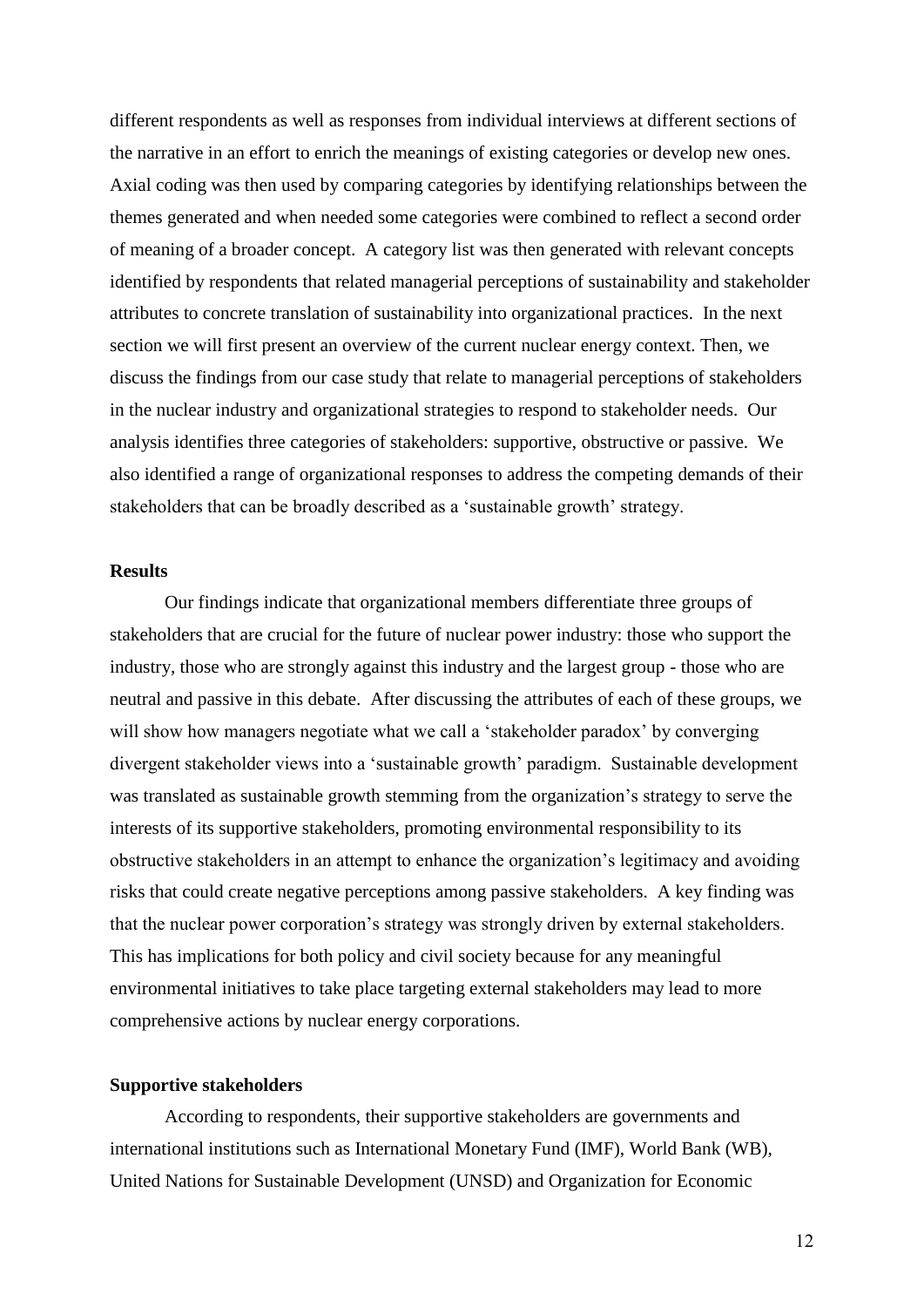different respondents as well as responses from individual interviews at different sections of the narrative in an effort to enrich the meanings of existing categories or develop new ones. Axial coding was then used by comparing categories by identifying relationships between the themes generated and when needed some categories were combined to reflect a second order of meaning of a broader concept. A category list was then generated with relevant concepts identified by respondents that related managerial perceptions of sustainability and stakeholder attributes to concrete translation of sustainability into organizational practices. In the next section we will first present an overview of the current nuclear energy context. Then, we discuss the findings from our case study that relate to managerial perceptions of stakeholders in the nuclear industry and organizational strategies to respond to stakeholder needs. Our analysis identifies three categories of stakeholders: supportive, obstructive or passive. We also identified a range of organizational responses to address the competing demands of their stakeholders that can be broadly described as a 'sustainable growth' strategy.

## Results

Our findings indicate that organizational members differentiate three groups of stakeholders that are crucial for the future of nuclear power industry: those who support the industry, those who are strongly against this industry and the largest group - those who are neutral and passive in this debate. After discussing the attributes of each of these groups, we will show how managers negotiate what we call a 'stakeholder paradox' by converging divergent stakeholder views into a 'sustainable growth' paradigm. Sustainable development was translated as sustainable growth stemming from the organization's strategy to serve the interests of its supportive stakeholders, promoting environmental responsibility to its obstructive stakeholders in an attempt to enhance the organization's legitimacy and avoiding risks that could create negative perceptions among passive stakeholders. A key finding was that the nuclear power corporation's strategy was strongly driven by external stakeholders. This has implications for both policy and civil society because for any meaningful environmental initiatives to take place targeting external stakeholders may lead to more comprehensive actions by nuclear energy corporations.

### Supportive stakeholders

According to respondents, their supportive stakeholders are governments and international institutions such as International Monetary Fund (IMF), World Bank (WB), United Nations for Sustainable Development (UNSD) and Organization for Economic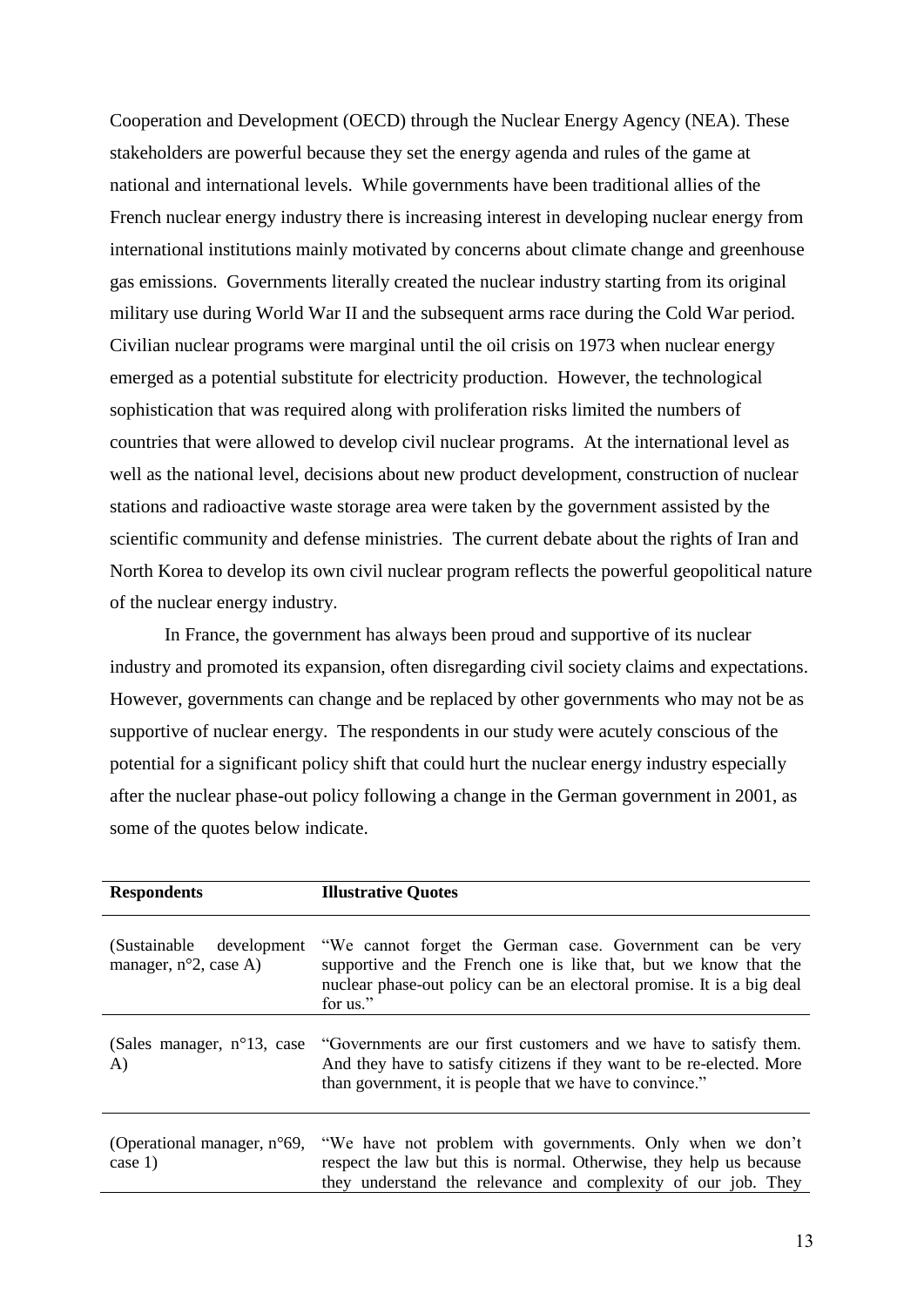Cooperation and Development (OECD) through the Nuclear Energy Agency (NEA). These stakeholders are powerful because they set the energy agenda and rules of the game at national and international levels. While governments have been traditional allies of the French nuclear energy industry there is increasing interest in developing nuclear energy from international institutions mainly motivated by concerns about climate change and greenhouse gas emissions. Governments literally created the nuclear industry starting from its original military use during World War II and the subsequent arms race during the Cold War period. Civilian nuclear programs were marginal until the oil crisis on 1973 when nuclear energy emerged as a potential substitute for electricity production. However, the technological sophistication that was required along with proliferation risks limited the numbers of countries that were allowed to develop civil nuclear programs. At the international level as well as the national level, decisions about new product development, construction of nuclear stations and radioactive waste storage area were taken by the government assisted by the scientific community and defense ministries. The current debate about the rights of Iran and North Korea to develop its own civil nuclear program reflects the powerful geopolitical nature of the nuclear energy industry.

In France, the government has always been proud and supportive of its nuclear industry and promoted its expansion, often disregarding civil society claims and expectations. However, governments can change and be replaced by other governments who may not be as supportive of nuclear energy. The respondents in our study were acutely conscious of the potential for a significant policy shift that could hurt the nuclear energy industry especially after the nuclear phase-out policy following a change in the German government in 2001, as some of the quotes below indicate.

| Respondents | Illustrative Quotes |
|---|---|
| (Sustainable development manager, n°2, case A) | "We cannot forget the German case. Government can be very supportive and the French one is like that, but we know that the nuclear phase-out policy can be an electoral promise. It is a big deal for us." |
| (Sales manager, n°13, case A) | "Governments are our first customers and we have to satisfy them. And they have to satisfy citizens if they want to be re-elected. More than government, it is people that we have to convince." |
| (Operational manager, n°69, case 1) | "We have not problem with governments. Only when we don't respect the law but this is normal. Otherwise, they help us because they understand the relevance and complexity of our job. They |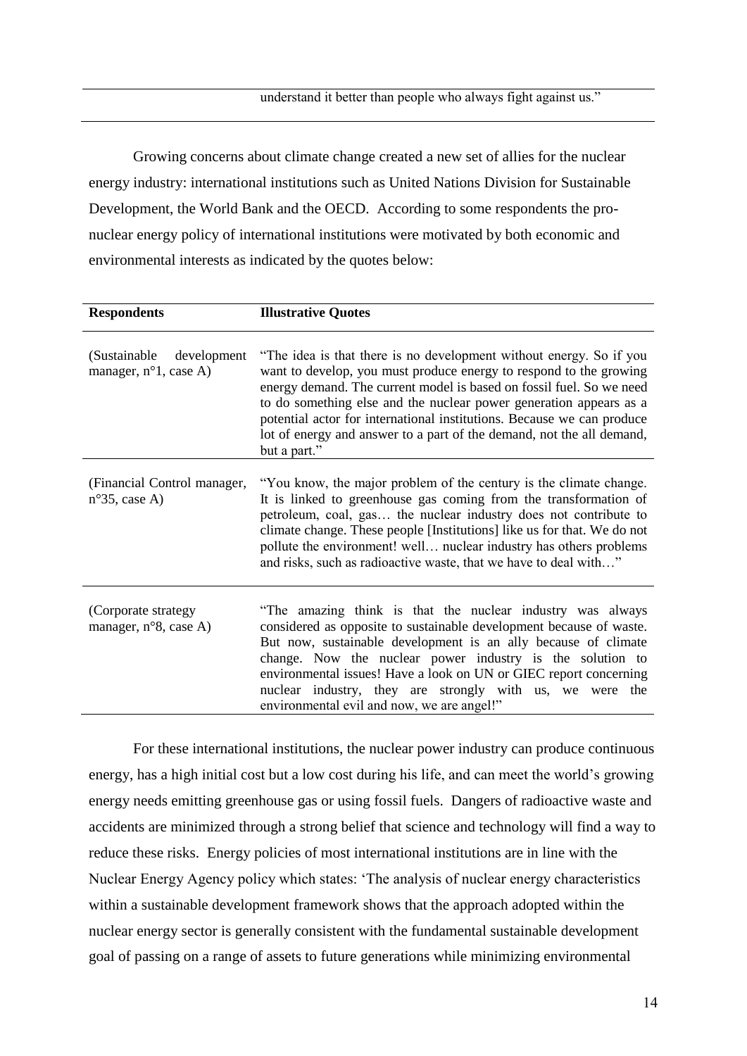understand it better than people who always fight against us."

Growing concerns about climate change created a new set of allies for the nuclear energy industry: international institutions such as United Nations Division for Sustainable Development, the World Bank and the OECD. According to some respondents the pro-nuclear energy policy of international institutions were motivated by both economic and environmental interests as indicated by the quotes below:

| **Respondents** | **Illustrative Quotes** |
|---|---|
| (Sustainable development manager, n°1, case A) | "The idea is that there is no development without energy. So if you want to develop, you must produce energy to respond to the growing energy demand. The current model is based on fossil fuel. So we need to do something else and the nuclear power generation appears as a potential actor for international institutions. Because we can produce lot of energy and answer to a part of the demand, not the all demand, but a part." |
| (Financial Control manager, n°35, case A) | "You know, the major problem of the century is the climate change. It is linked to greenhouse gas coming from the transformation of petroleum, coal, gas… the nuclear industry does not contribute to climate change. These people [Institutions] like us for that. We do not pollute the environment! well… nuclear industry has others problems and risks, such as radioactive waste, that we have to deal with…" |
| (Corporate strategy manager, n°8, case A) | "The amazing think is that the nuclear industry was always considered as opposite to sustainable development because of waste. But now, sustainable development is an ally because of climate change. Now the nuclear power industry is the solution to environmental issues! Have a look on UN or GIEC report concerning nuclear industry, they are strongly with us, we were the environmental evil and now, we are angel!" |

For these international institutions, the nuclear power industry can produce continuous energy, has a high initial cost but a low cost during his life, and can meet the world's growing energy needs emitting greenhouse gas or using fossil fuels. Dangers of radioactive waste and accidents are minimized through a strong belief that science and technology will find a way to reduce these risks. Energy policies of most international institutions are in line with the Nuclear Energy Agency policy which states: 'The analysis of nuclear energy characteristics within a sustainable development framework shows that the approach adopted within the nuclear energy sector is generally consistent with the fundamental sustainable development goal of passing on a range of assets to future generations while minimizing environmental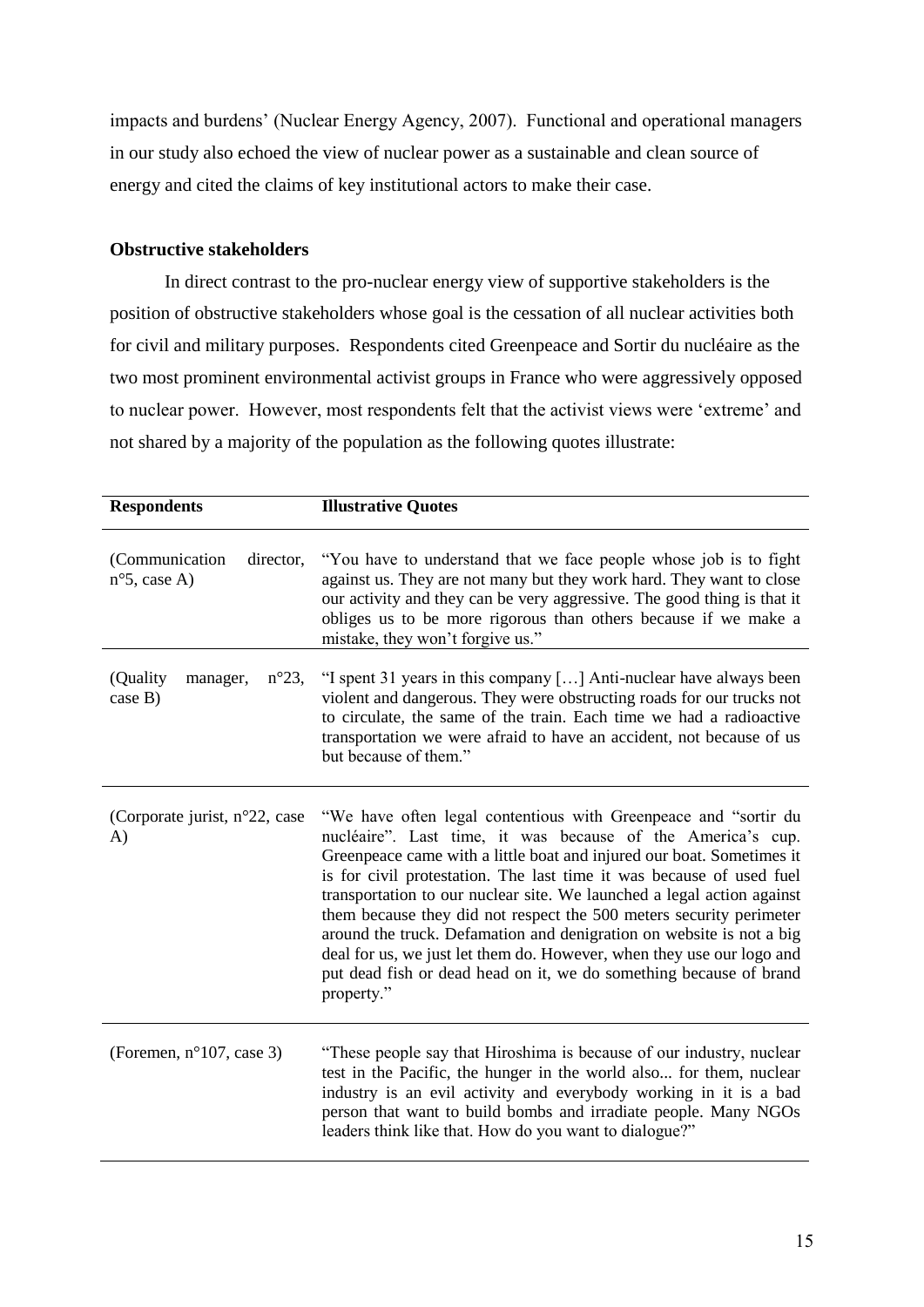impacts and burdens' (Nuclear Energy Agency, 2007). Functional and operational managers in our study also echoed the view of nuclear power as a sustainable and clean source of energy and cited the claims of key institutional actors to make their case.

**Obstructive stakeholders**

In direct contrast to the pro-nuclear energy view of supportive stakeholders is the position of obstructive stakeholders whose goal is the cessation of all nuclear activities both for civil and military purposes. Respondents cited Greenpeace and Sortir du nucléaire as the two most prominent environmental activist groups in France who were aggressively opposed to nuclear power. However, most respondents felt that the activist views were 'extreme' and not shared by a majority of the population as the following quotes illustrate:

| **Respondents** | **Illustrative Quotes** |
|---|---|
| (Communication director, n°5, case A) | "You have to understand that we face people whose job is to fight against us. They are not many but they work hard. They want to close our activity and they can be very aggressive. The good thing is that it obliges us to be more rigorous than others because if we make a mistake, they won't forgive us." |
| (Quality manager, n°23, case B) | "I spent 31 years in this company […] Anti-nuclear have always been violent and dangerous. They were obstructing roads for our trucks not to circulate, the same of the train. Each time we had a radioactive transportation we were afraid to have an accident, not because of us but because of them." |
| (Corporate jurist, n°22, case A) | "We have often legal contentious with Greenpeace and "sortir du nucléaire". Last time, it was because of the America's cup. Greenpeace came with a little boat and injured our boat. Sometimes it is for civil protestation. The last time it was because of used fuel transportation to our nuclear site. We launched a legal action against them because they did not respect the 500 meters security perimeter around the truck. Defamation and denigration on website is not a big deal for us, we just let them do. However, when they use our logo and put dead fish or dead head on it, we do something because of brand property." |
| (Foremen, n°107, case 3) | "These people say that Hiroshima is because of our industry, nuclear test in the Pacific, the hunger in the world also... for them, nuclear industry is an evil activity and everybody working in it is a bad person that want to build bombs and irradiate people. Many NGOs leaders think like that. How do you want to dialogue?" |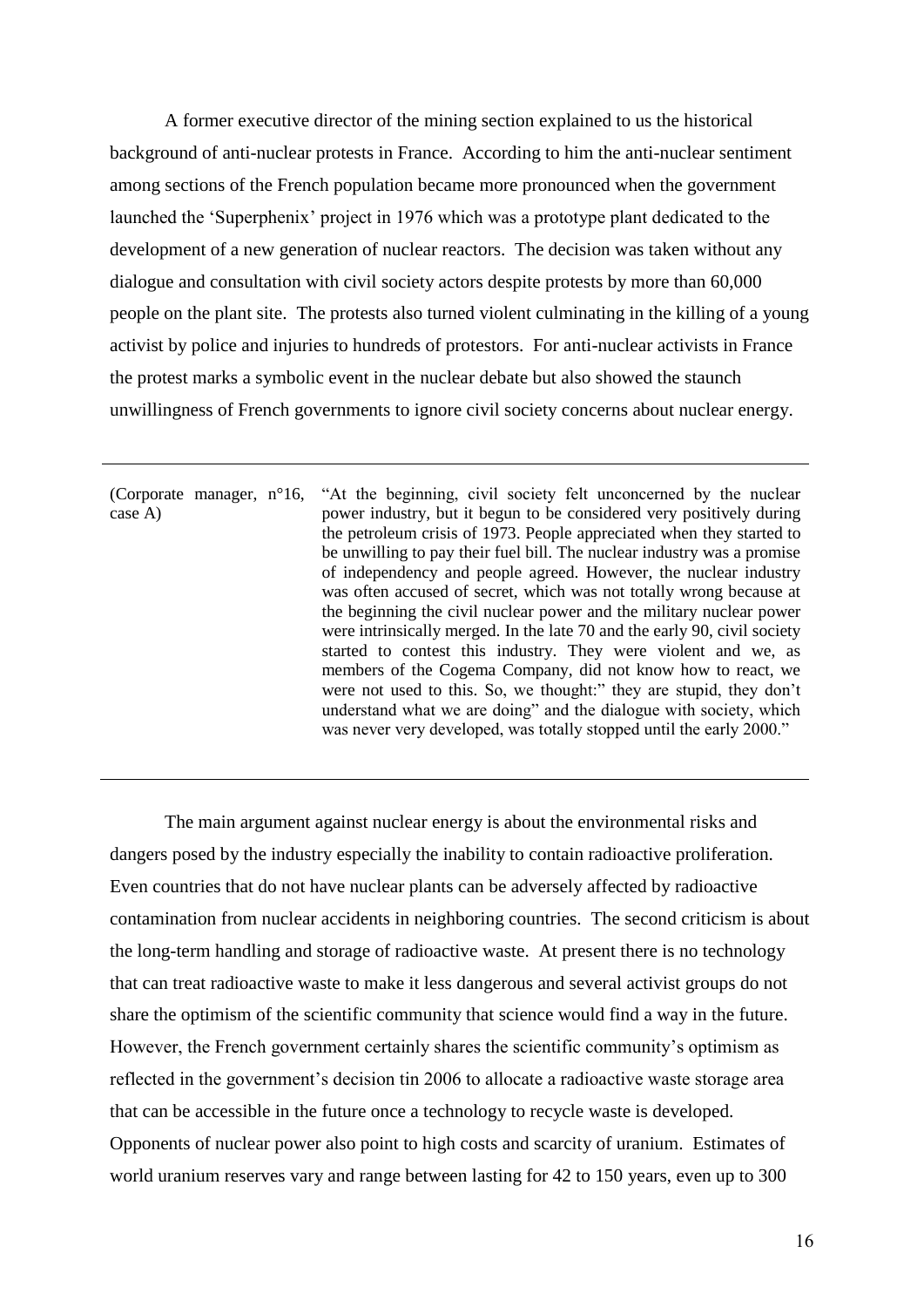A former executive director of the mining section explained to us the historical background of anti-nuclear protests in France. According to him the anti-nuclear sentiment among sections of the French population became more pronounced when the government launched the 'Superphenix' project in 1976 which was a prototype plant dedicated to the development of a new generation of nuclear reactors. The decision was taken without any dialogue and consultation with civil society actors despite protests by more than 60,000 people on the plant site. The protests also turned violent culminating in the killing of a young activist by police and injuries to hundreds of protestors. For anti-nuclear activists in France the protest marks a symbolic event in the nuclear debate but also showed the staunch unwillingness of French governments to ignore civil society concerns about nuclear energy.

| | |
|---|---|
| (Corporate manager, n°16, case A) | "At the beginning, civil society felt unconcerned by the nuclear power industry, but it begun to be considered very positively during the petroleum crisis of 1973. People appreciated when they started to be unwilling to pay their fuel bill. The nuclear industry was a promise of independency and people agreed. However, the nuclear industry was often accused of secret, which was not totally wrong because at the beginning the civil nuclear power and the military nuclear power were intrinsically merged. In the late 70 and the early 90, civil society started to contest this industry. They were violent and we, as members of the Cogema Company, did not know how to react, we were not used to this. So, we thought:" they are stupid, they don't understand what we are doing" and the dialogue with society, which was never very developed, was totally stopped until the early 2000." |

The main argument against nuclear energy is about the environmental risks and dangers posed by the industry especially the inability to contain radioactive proliferation. Even countries that do not have nuclear plants can be adversely affected by radioactive contamination from nuclear accidents in neighboring countries. The second criticism is about the long-term handling and storage of radioactive waste. At present there is no technology that can treat radioactive waste to make it less dangerous and several activist groups do not share the optimism of the scientific community that science would find a way in the future. However, the French government certainly shares the scientific community's optimism as reflected in the government's decision tin 2006 to allocate a radioactive waste storage area that can be accessible in the future once a technology to recycle waste is developed. Opponents of nuclear power also point to high costs and scarcity of uranium. Estimates of world uranium reserves vary and range between lasting for 42 to 150 years, even up to 300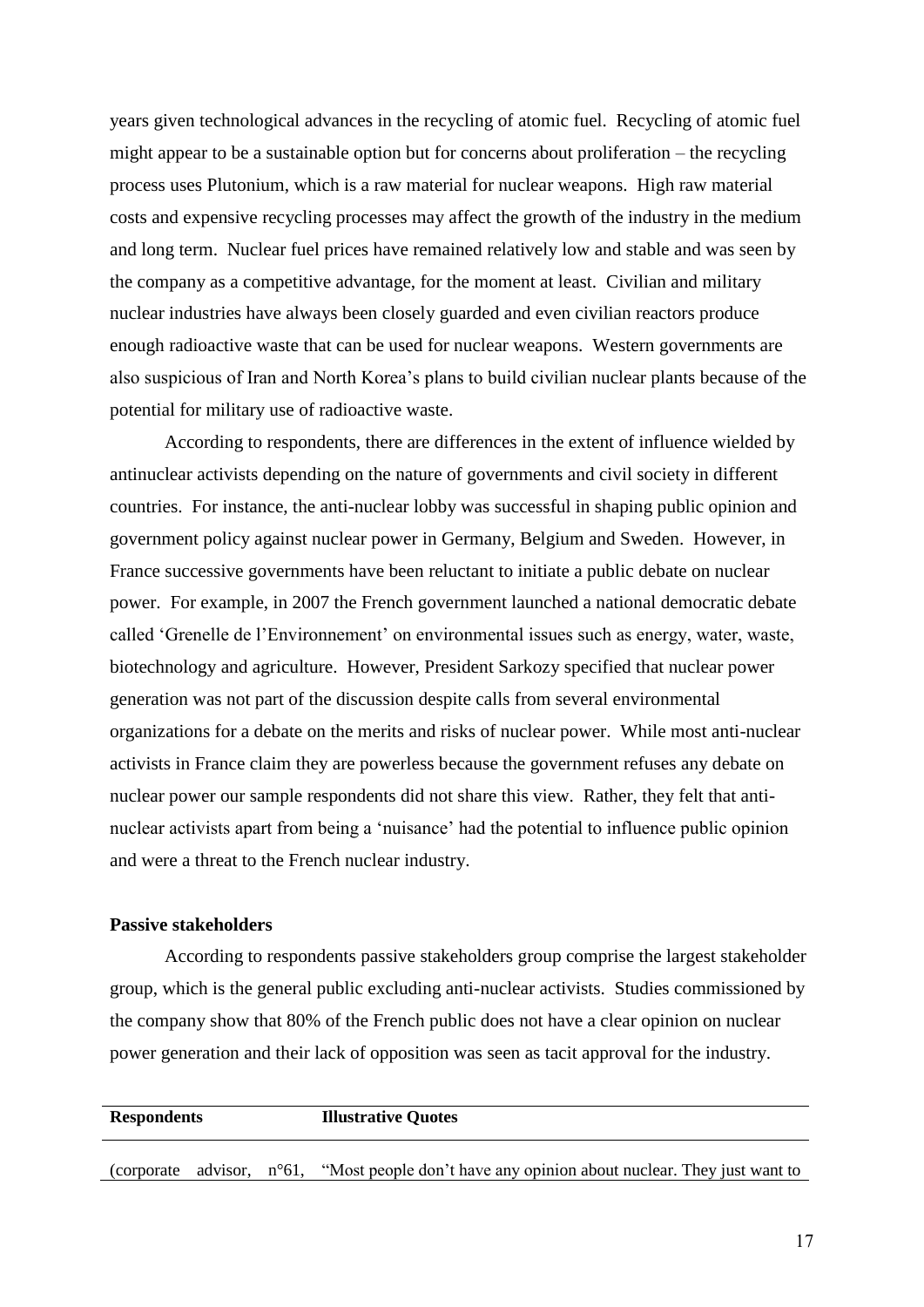years given technological advances in the recycling of atomic fuel. Recycling of atomic fuel might appear to be a sustainable option but for concerns about proliferation – the recycling process uses Plutonium, which is a raw material for nuclear weapons. High raw material costs and expensive recycling processes may affect the growth of the industry in the medium and long term. Nuclear fuel prices have remained relatively low and stable and was seen by the company as a competitive advantage, for the moment at least. Civilian and military nuclear industries have always been closely guarded and even civilian reactors produce enough radioactive waste that can be used for nuclear weapons. Western governments are also suspicious of Iran and North Korea's plans to build civilian nuclear plants because of the potential for military use of radioactive waste.

According to respondents, there are differences in the extent of influence wielded by antinuclear activists depending on the nature of governments and civil society in different countries. For instance, the anti-nuclear lobby was successful in shaping public opinion and government policy against nuclear power in Germany, Belgium and Sweden. However, in France successive governments have been reluctant to initiate a public debate on nuclear power. For example, in 2007 the French government launched a national democratic debate called 'Grenelle de l'Environnement' on environmental issues such as energy, water, waste, biotechnology and agriculture. However, President Sarkozy specified that nuclear power generation was not part of the discussion despite calls from several environmental organizations for a debate on the merits and risks of nuclear power. While most anti-nuclear activists in France claim they are powerless because the government refuses any debate on nuclear power our sample respondents did not share this view. Rather, they felt that anti-nuclear activists apart from being a 'nuisance' had the potential to influence public opinion and were a threat to the French nuclear industry.

**Passive stakeholders**

According to respondents passive stakeholders group comprise the largest stakeholder group, which is the general public excluding anti-nuclear activists. Studies commissioned by the company show that 80% of the French public does not have a clear opinion on nuclear power generation and their lack of opposition was seen as tacit approval for the industry.

| **Respondents** | **Illustrative Quotes** |
|---|---|
| (corporate advisor, n°61, | "Most people don't have any opinion about nuclear. They just want to |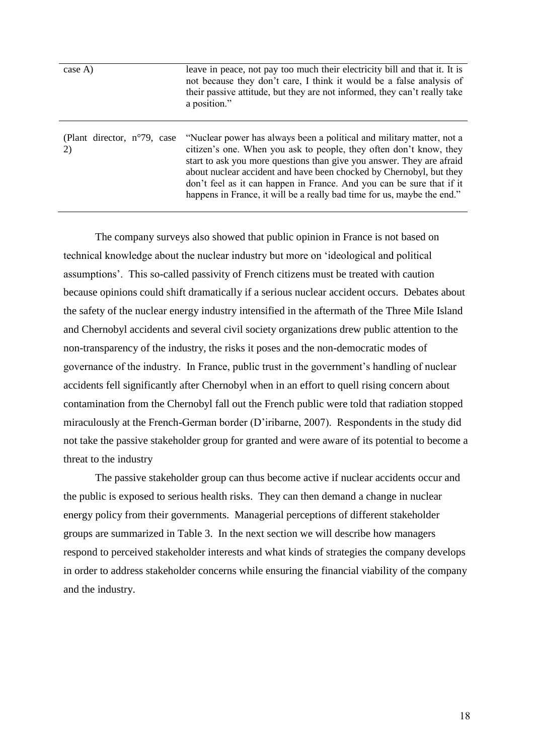| | |
|---|---|
| case A) | leave in peace, not pay too much their electricity bill and that it. It is not because they don't care, I think it would be a false analysis of their passive attitude, but they are not informed, they can't really take a position." |
| (Plant director, n°79, case 2) | "Nuclear power has always been a political and military matter, not a citizen's one. When you ask to people, they often don't know, they start to ask you more questions than give you answer. They are afraid about nuclear accident and have been chocked by Chernobyl, but they don't feel as it can happen in France. And you can be sure that if it happens in France, it will be a really bad time for us, maybe the end." |

The company surveys also showed that public opinion in France is not based on technical knowledge about the nuclear industry but more on 'ideological and political assumptions'. This so-called passivity of French citizens must be treated with caution because opinions could shift dramatically if a serious nuclear accident occurs. Debates about the safety of the nuclear energy industry intensified in the aftermath of the Three Mile Island and Chernobyl accidents and several civil society organizations drew public attention to the non-transparency of the industry, the risks it poses and the non-democratic modes of governance of the industry. In France, public trust in the government's handling of nuclear accidents fell significantly after Chernobyl when in an effort to quell rising concern about contamination from the Chernobyl fall out the French public were told that radiation stopped miraculously at the French-German border (D'iribarne, 2007). Respondents in the study did not take the passive stakeholder group for granted and were aware of its potential to become a threat to the industry

The passive stakeholder group can thus become active if nuclear accidents occur and the public is exposed to serious health risks. They can then demand a change in nuclear energy policy from their governments. Managerial perceptions of different stakeholder groups are summarized in Table 3. In the next section we will describe how managers respond to perceived stakeholder interests and what kinds of strategies the company develops in order to address stakeholder concerns while ensuring the financial viability of the company and the industry.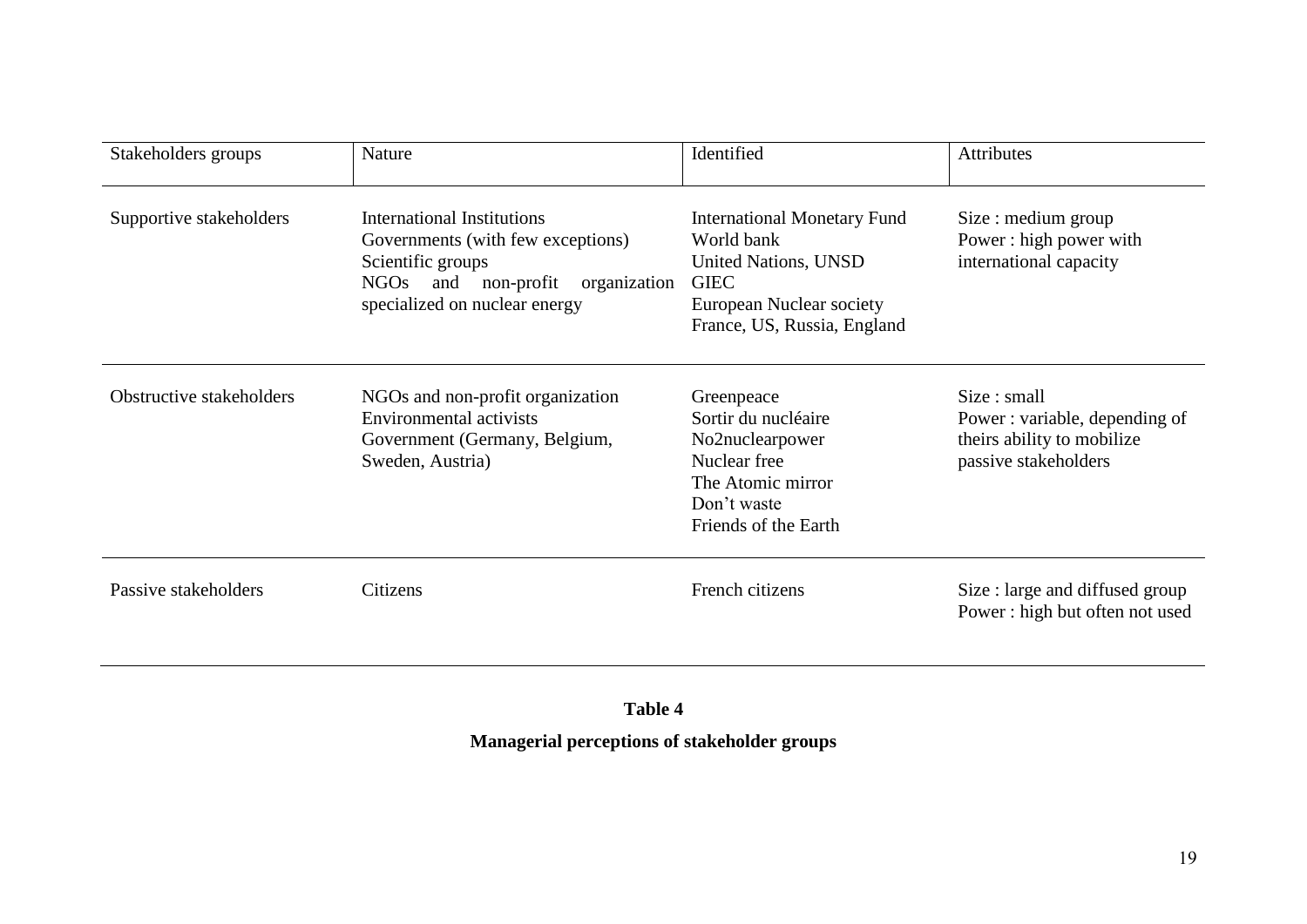| Stakeholders groups | Nature | Identified | Attributes |
|---|---|---|---|
| Supportive stakeholders | International Institutions<br>Governments (with few exceptions)<br>Scientific groups<br>NGOs and non-profit organization specialized on nuclear energy | International Monetary Fund<br>World bank<br>United Nations, UNSD<br>GIEC<br>European Nuclear society<br>France, US, Russia, England | Size : medium group<br>Power : high power with international capacity |
| Obstructive stakeholders | NGOs and non-profit organization<br>Environmental activists<br>Government (Germany, Belgium, Sweden, Austria) | Greenpeace<br>Sortir du nucléaire<br>No2nuclearpower<br>Nuclear free<br>The Atomic mirror<br>Don't waste<br>Friends of the Earth | Size : small<br>Power : variable, depending of theirs ability to mobilize passive stakeholders |
| Passive stakeholders | Citizens | French citizens | Size : large and diffused group<br>Power : high but often not used |

**Table 4**

**Managerial perceptions of stakeholder groups**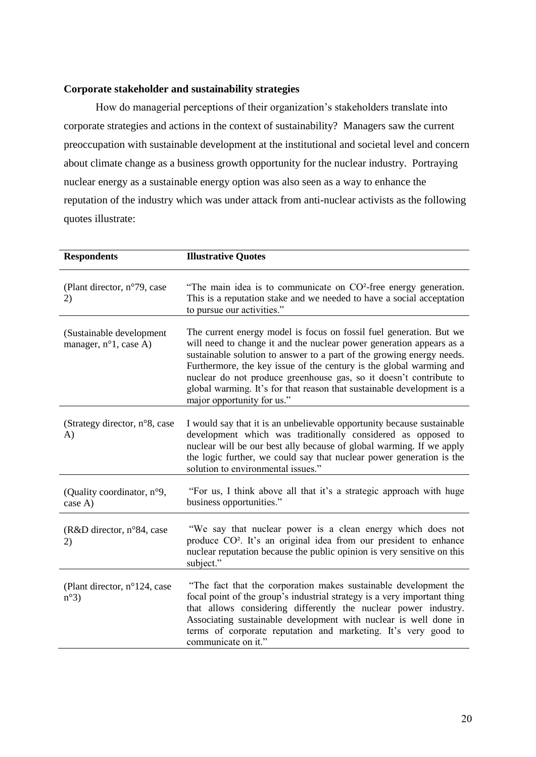**Corporate stakeholder and sustainability strategies**

How do managerial perceptions of their organization's stakeholders translate into corporate strategies and actions in the context of sustainability? Managers saw the current preoccupation with sustainable development at the institutional and societal level and concern about climate change as a business growth opportunity for the nuclear industry. Portraying nuclear energy as a sustainable energy option was also seen as a way to enhance the reputation of the industry which was under attack from anti-nuclear activists as the following quotes illustrate:

| Respondents | Illustrative Quotes |
|---|---|
| (Plant director, n°79, case 2) | "The main idea is to communicate on $CO^2$-free energy generation. This is a reputation stake and we needed to have a social acceptation to pursue our activities." |
| (Sustainable development manager, n°1, case A) | The current energy model is focus on fossil fuel generation. But we will need to change it and the nuclear power generation appears as a sustainable solution to answer to a part of the growing energy needs. Furthermore, the key issue of the century is the global warming and nuclear do not produce greenhouse gas, so it doesn't contribute to global warming. It's for that reason that sustainable development is a major opportunity for us." |
| (Strategy director, n°8, case A) | I would say that it is an unbelievable opportunity because sustainable development which was traditionally considered as opposed to nuclear will be our best ally because of global warming. If we apply the logic further, we could say that nuclear power generation is the solution to environmental issues." |
| (Quality coordinator, n°9, case A) | "For us, I think above all that it's a strategic approach with huge business opportunities." |
| (R&D director, n°84, case 2) | "We say that nuclear power is a clean energy which does not produce $CO^2$. It's an original idea from our president to enhance nuclear reputation because the public opinion is very sensitive on this subject." |
| (Plant director, n°124, case n°3) | "The fact that the corporation makes sustainable development the focal point of the group's industrial strategy is a very important thing that allows considering differently the nuclear power industry. Associating sustainable development with nuclear is well done in terms of corporate reputation and marketing. It's very good to communicate on it." |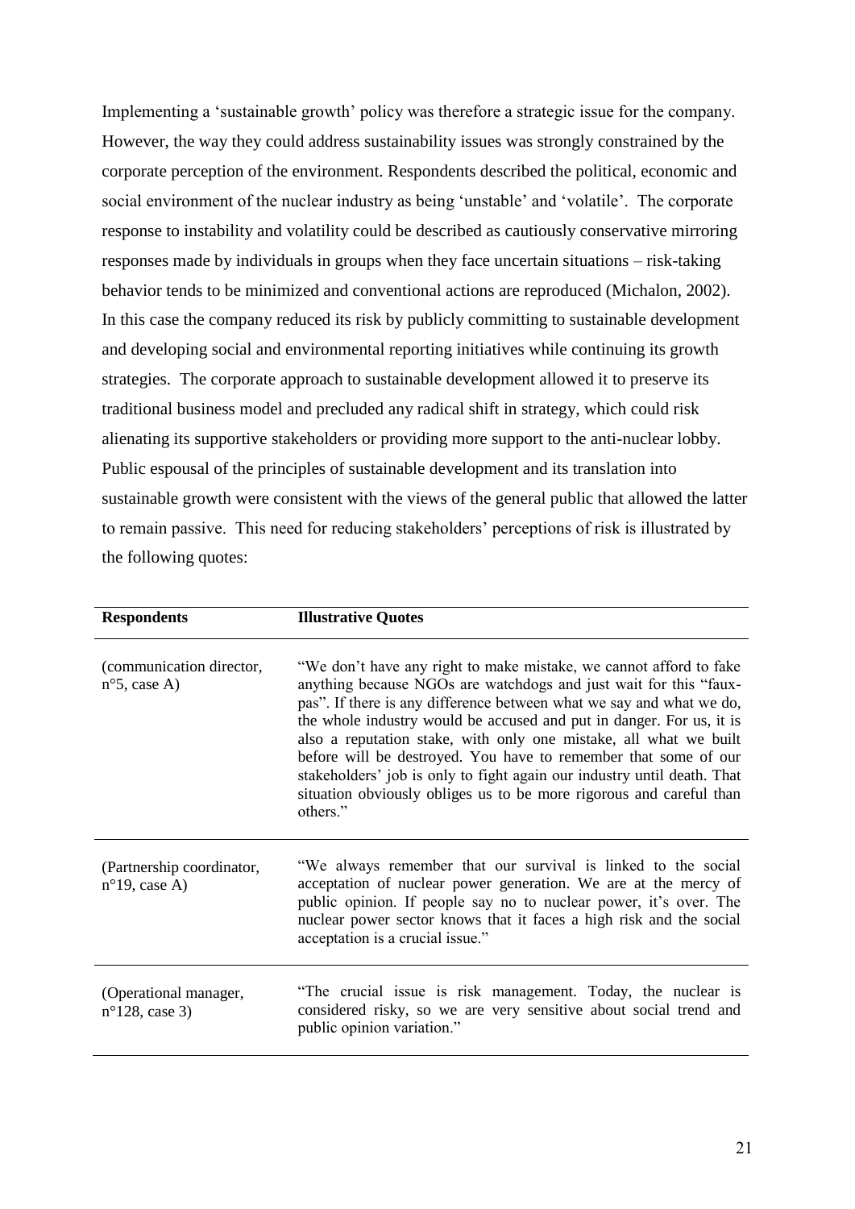Implementing a 'sustainable growth' policy was therefore a strategic issue for the company. However, the way they could address sustainability issues was strongly constrained by the corporate perception of the environment. Respondents described the political, economic and social environment of the nuclear industry as being 'unstable' and 'volatile'. The corporate response to instability and volatility could be described as cautiously conservative mirroring responses made by individuals in groups when they face uncertain situations – risk-taking behavior tends to be minimized and conventional actions are reproduced (Michalon, 2002). In this case the company reduced its risk by publicly committing to sustainable development and developing social and environmental reporting initiatives while continuing its growth strategies. The corporate approach to sustainable development allowed it to preserve its traditional business model and precluded any radical shift in strategy, which could risk alienating its supportive stakeholders or providing more support to the anti-nuclear lobby. Public espousal of the principles of sustainable development and its translation into sustainable growth were consistent with the views of the general public that allowed the latter to remain passive. This need for reducing stakeholders' perceptions of risk is illustrated by the following quotes:

| Respondents | Illustrative Quotes |
|---|---|
| (communication director, n°5, case A) | "We don't have any right to make mistake, we cannot afford to fake anything because NGOs are watchdogs and just wait for this "faux-pas". If there is any difference between what we say and what we do, the whole industry would be accused and put in danger. For us, it is also a reputation stake, with only one mistake, all what we built before will be destroyed. You have to remember that some of our stakeholders' job is only to fight again our industry until death. That situation obviously obliges us to be more rigorous and careful than others." |
| (Partnership coordinator, n°19, case A) | "We always remember that our survival is linked to the social acceptation of nuclear power generation. We are at the mercy of public opinion. If people say no to nuclear power, it's over. The nuclear power sector knows that it faces a high risk and the social acceptation is a crucial issue." |
| (Operational manager, n°128, case 3) | "The crucial issue is risk management. Today, the nuclear is considered risky, so we are very sensitive about social trend and public opinion variation." |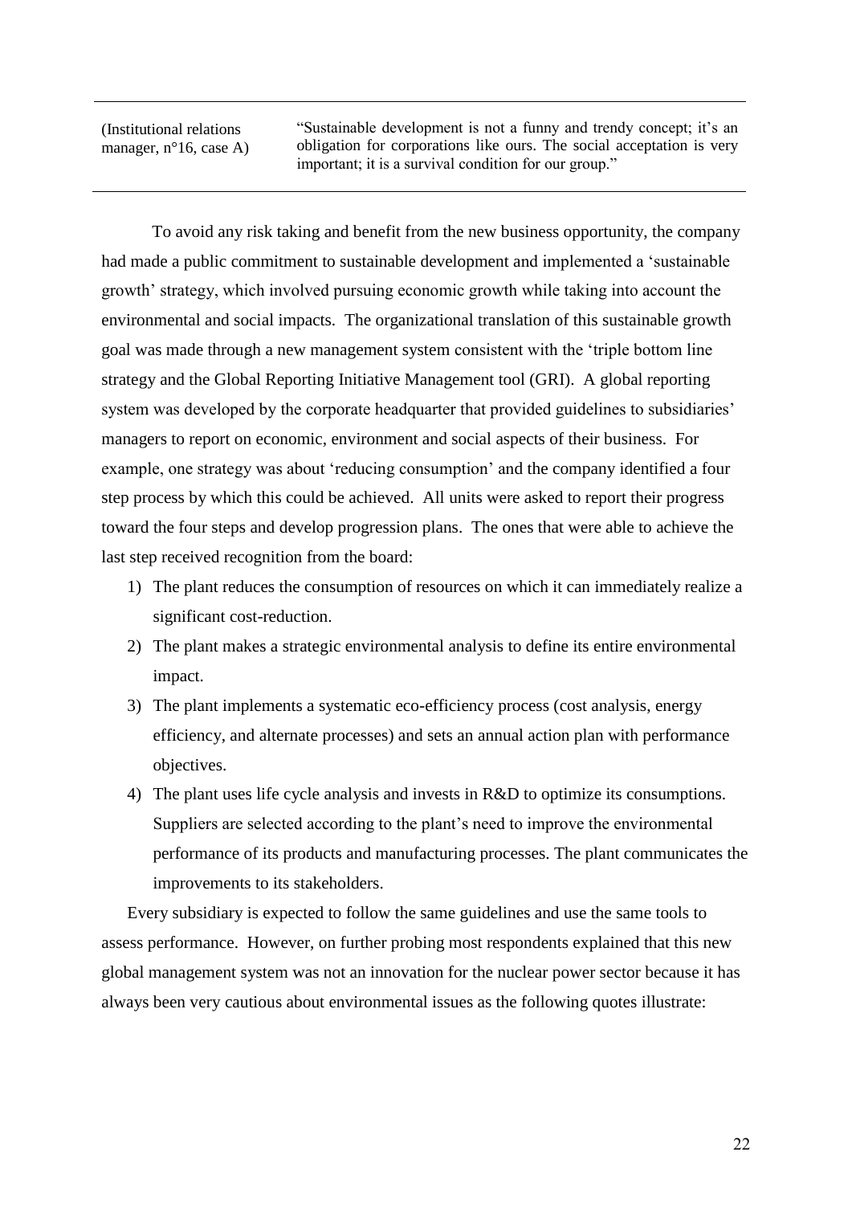| (Institutional relations manager, n°16, case A) | "Sustainable development is not a funny and trendy concept; it's an obligation for corporations like ours. The social acceptation is very important; it is a survival condition for our group." |
|---|---|

To avoid any risk taking and benefit from the new business opportunity, the company had made a public commitment to sustainable development and implemented a 'sustainable growth' strategy, which involved pursuing economic growth while taking into account the environmental and social impacts. The organizational translation of this sustainable growth goal was made through a new management system consistent with the 'triple bottom line strategy and the Global Reporting Initiative Management tool (GRI). A global reporting system was developed by the corporate headquarter that provided guidelines to subsidiaries' managers to report on economic, environment and social aspects of their business. For example, one strategy was about 'reducing consumption' and the company identified a four step process by which this could be achieved. All units were asked to report their progress toward the four steps and develop progression plans. The ones that were able to achieve the last step received recognition from the board:

1) The plant reduces the consumption of resources on which it can immediately realize a significant cost-reduction.
2) The plant makes a strategic environmental analysis to define its entire environmental impact.
3) The plant implements a systematic eco-efficiency process (cost analysis, energy efficiency, and alternate processes) and sets an annual action plan with performance objectives.
4) The plant uses life cycle analysis and invests in R&D to optimize its consumptions. Suppliers are selected according to the plant's need to improve the environmental performance of its products and manufacturing processes. The plant communicates the improvements to its stakeholders.

Every subsidiary is expected to follow the same guidelines and use the same tools to assess performance. However, on further probing most respondents explained that this new global management system was not an innovation for the nuclear power sector because it has always been very cautious about environmental issues as the following quotes illustrate: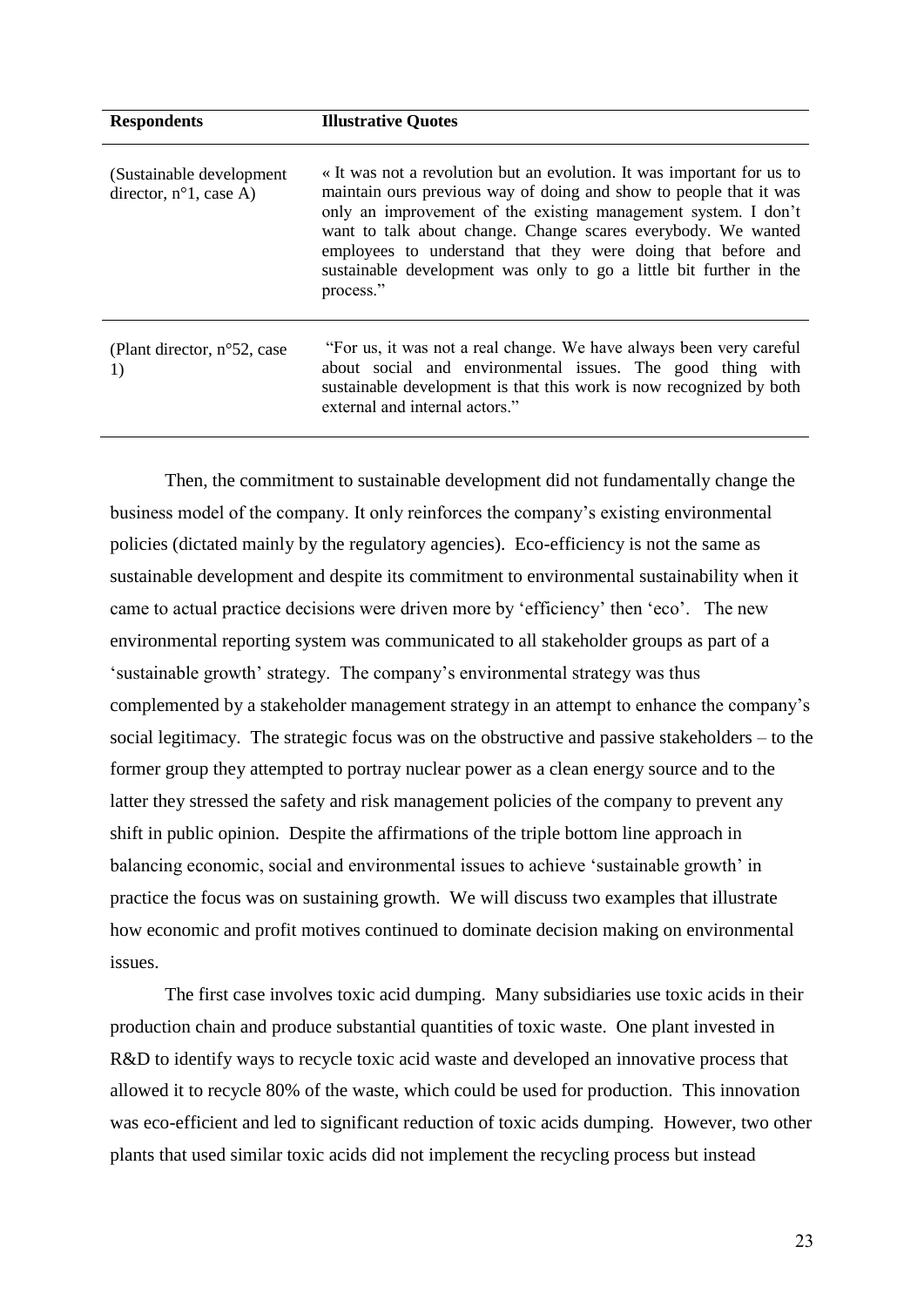| Respondents | Illustrative Quotes |
|---|---|
| (Sustainable development director, n°1, case A) | « It was not a revolution but an evolution. It was important for us to maintain ours previous way of doing and show to people that it was only an improvement of the existing management system. I don't want to talk about change. Change scares everybody. We wanted employees to understand that they were doing that before and sustainable development was only to go a little bit further in the process." |
| (Plant director, n°52, case 1) | "For us, it was not a real change. We have always been very careful about social and environmental issues. The good thing with sustainable development is that this work is now recognized by both external and internal actors." |

Then, the commitment to sustainable development did not fundamentally change the business model of the company. It only reinforces the company's existing environmental policies (dictated mainly by the regulatory agencies). Eco-efficiency is not the same as sustainable development and despite its commitment to environmental sustainability when it came to actual practice decisions were driven more by 'efficiency' then 'eco'. The new environmental reporting system was communicated to all stakeholder groups as part of a 'sustainable growth' strategy. The company's environmental strategy was thus complemented by a stakeholder management strategy in an attempt to enhance the company's social legitimacy. The strategic focus was on the obstructive and passive stakeholders – to the former group they attempted to portray nuclear power as a clean energy source and to the latter they stressed the safety and risk management policies of the company to prevent any shift in public opinion. Despite the affirmations of the triple bottom line approach in balancing economic, social and environmental issues to achieve 'sustainable growth' in practice the focus was on sustaining growth. We will discuss two examples that illustrate how economic and profit motives continued to dominate decision making on environmental issues.

The first case involves toxic acid dumping. Many subsidiaries use toxic acids in their production chain and produce substantial quantities of toxic waste. One plant invested in R&D to identify ways to recycle toxic acid waste and developed an innovative process that allowed it to recycle 80% of the waste, which could be used for production. This innovation was eco-efficient and led to significant reduction of toxic acids dumping. However, two other plants that used similar toxic acids did not implement the recycling process but instead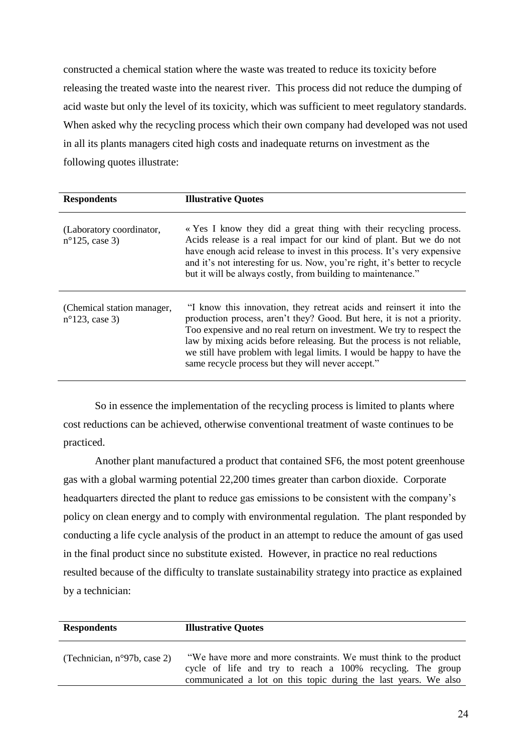constructed a chemical station where the waste was treated to reduce its toxicity before releasing the treated waste into the nearest river. This process did not reduce the dumping of acid waste but only the level of its toxicity, which was sufficient to meet regulatory standards. When asked why the recycling process which their own company had developed was not used in all its plants managers cited high costs and inadequate returns on investment as the following quotes illustrate:

| Respondents | Illustrative Quotes |
|---|---|
| (Laboratory coordinator, n°125, case 3) | « Yes I know they did a great thing with their recycling process. Acids release is a real impact for our kind of plant. But we do not have enough acid release to invest in this process. It's very expensive and it's not interesting for us. Now, you're right, it's better to recycle but it will be always costly, from building to maintenance." |
| (Chemical station manager, n°123, case 3) | "I know this innovation, they retreat acids and reinsert it into the production process, aren't they? Good. But here, it is not a priority. Too expensive and no real return on investment. We try to respect the law by mixing acids before releasing. But the process is not reliable, we still have problem with legal limits. I would be happy to have the same recycle process but they will never accept." |

So in essence the implementation of the recycling process is limited to plants where cost reductions can be achieved, otherwise conventional treatment of waste continues to be practiced.

Another plant manufactured a product that contained SF6, the most potent greenhouse gas with a global warming potential 22,200 times greater than carbon dioxide. Corporate headquarters directed the plant to reduce gas emissions to be consistent with the company's policy on clean energy and to comply with environmental regulation. The plant responded by conducting a life cycle analysis of the product in an attempt to reduce the amount of gas used in the final product since no substitute existed. However, in practice no real reductions resulted because of the difficulty to translate sustainability strategy into practice as explained by a technician:

| Respondents | Illustrative Quotes |
|---|---|
| (Technician, n°97b, case 2) | "We have more and more constraints. We must think to the product cycle of life and try to reach a 100% recycling. The group communicated a lot on this topic during the last years. We also |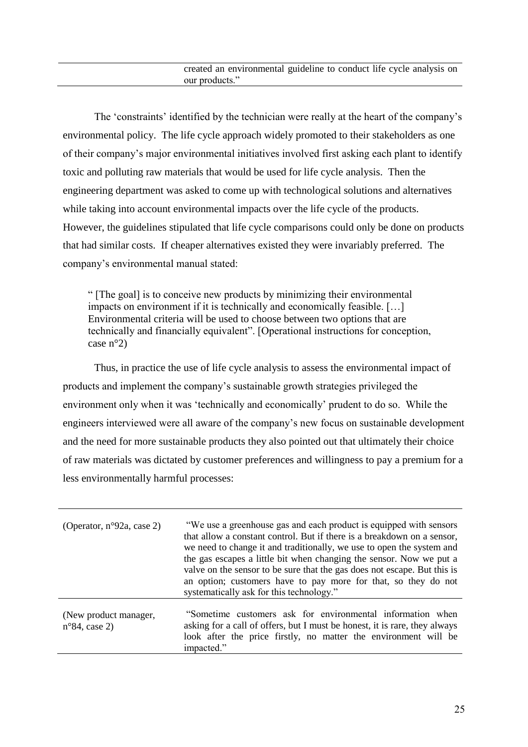| | |
|---|---|
| | created an environmental guideline to conduct life cycle analysis on our products." |

The 'constraints' identified by the technician were really at the heart of the company's environmental policy. The life cycle approach widely promoted to their stakeholders as one of their company's major environmental initiatives involved first asking each plant to identify toxic and polluting raw materials that would be used for life cycle analysis. Then the engineering department was asked to come up with technological solutions and alternatives while taking into account environmental impacts over the life cycle of the products. However, the guidelines stipulated that life cycle comparisons could only be done on products that had similar costs. If cheaper alternatives existed they were invariably preferred. The company's environmental manual stated:

> " [The goal] is to conceive new products by minimizing their environmental impacts on environment if it is technically and economically feasible. […] Environmental criteria will be used to choose between two options that are technically and financially equivalent". [Operational instructions for conception, case n°2)

Thus, in practice the use of life cycle analysis to assess the environmental impact of products and implement the company's sustainable growth strategies privileged the environment only when it was 'technically and economically' prudent to do so. While the engineers interviewed were all aware of the company's new focus on sustainable development and the need for more sustainable products they also pointed out that ultimately their choice of raw materials was dictated by customer preferences and willingness to pay a premium for a less environmentally harmful processes:

| | |
|---|---|
| (Operator, n°92a, case 2) | "We use a greenhouse gas and each product is equipped with sensors that allow a constant control. But if there is a breakdown on a sensor, we need to change it and traditionally, we use to open the system and the gas escapes a little bit when changing the sensor. Now we put a valve on the sensor to be sure that the gas does not escape. But this is an option; customers have to pay more for that, so they do not systematically ask for this technology." |
| (New product manager, n°84, case 2) | "Sometime customers ask for environmental information when asking for a call of offers, but I must be honest, it is rare, they always look after the price firstly, no matter the environment will be impacted." |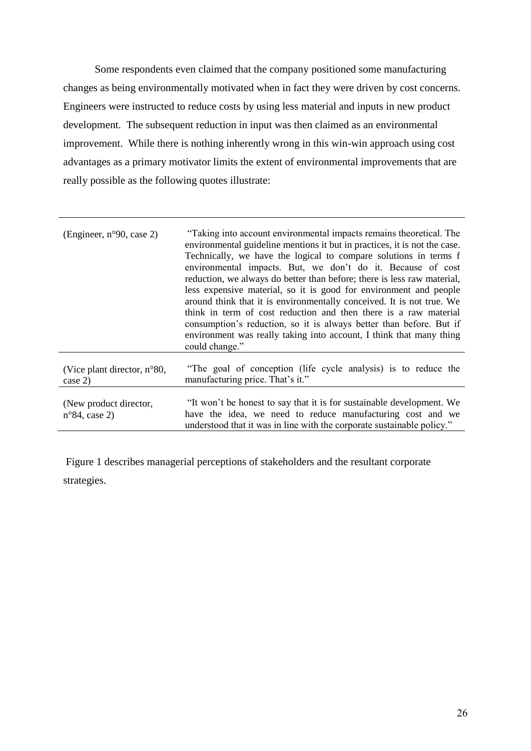Some respondents even claimed that the company positioned some manufacturing changes as being environmentally motivated when in fact they were driven by cost concerns. Engineers were instructed to reduce costs by using less material and inputs in new product development. The subsequent reduction in input was then claimed as an environmental improvement. While there is nothing inherently wrong in this win-win approach using cost advantages as a primary motivator limits the extent of environmental improvements that are really possible as the following quotes illustrate:

| | |
|---|---|
| (Engineer, n°90, case 2) | "Taking into account environmental impacts remains theoretical. The environmental guideline mentions it but in practices, it is not the case. Technically, we have the logical to compare solutions in terms f environmental impacts. But, we don't do it. Because of cost reduction, we always do better than before; there is less raw material, less expensive material, so it is good for environment and people around think that it is environmentally conceived. It is not true. We think in term of cost reduction and then there is a raw material consumption's reduction, so it is always better than before. But if environment was really taking into account, I think that many thing could change." |
| (Vice plant director, n°80, case 2) | "The goal of conception (life cycle analysis) is to reduce the manufacturing price. That's it." |
| (New product director, n°84, case 2) | "It won't be honest to say that it is for sustainable development. We have the idea, we need to reduce manufacturing cost and we understood that it was in line with the corporate sustainable policy." |

Figure 1 describes managerial perceptions of stakeholders and the resultant corporate strategies.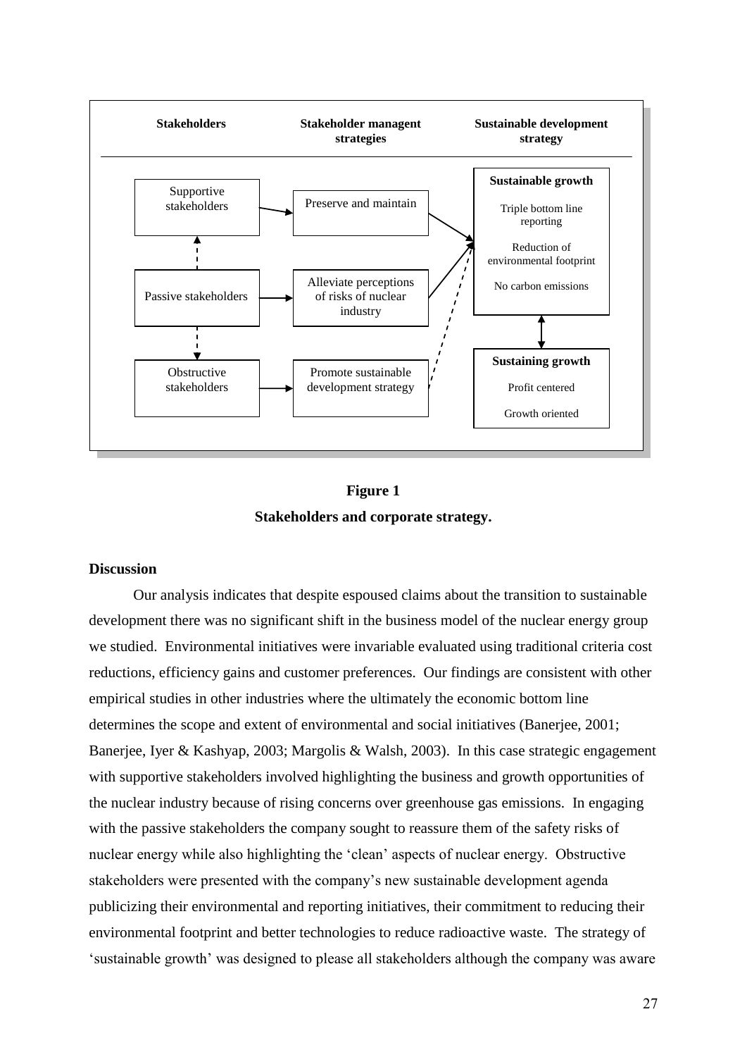| Stakeholders | Stakeholder managent strategies | Sustainable development strategy |
|---|---|---|
| Supportive stakeholders | Preserve and maintain | **Sustainable growth**<br>Triple bottom line reporting<br>Reduction of environmental footprint<br>No carbon emissions |
| Passive stakeholders | Alleviate perceptions of risks of nuclear industry | |
| Obstructive stakeholders | Promote sustainable development strategy | **Sustaining growth**<br>Profit centered<br>Growth oriented |

**Figure 1**

**Stakeholders and corporate strategy.**

## Discussion

Our analysis indicates that despite espoused claims about the transition to sustainable development there was no significant shift in the business model of the nuclear energy group we studied. Environmental initiatives were invariable evaluated using traditional criteria cost reductions, efficiency gains and customer preferences. Our findings are consistent with other empirical studies in other industries where the ultimately the economic bottom line determines the scope and extent of environmental and social initiatives (Banerjee, 2001; Banerjee, Iyer & Kashyap, 2003; Margolis & Walsh, 2003). In this case strategic engagement with supportive stakeholders involved highlighting the business and growth opportunities of the nuclear industry because of rising concerns over greenhouse gas emissions. In engaging with the passive stakeholders the company sought to reassure them of the safety risks of nuclear energy while also highlighting the 'clean' aspects of nuclear energy. Obstructive stakeholders were presented with the company's new sustainable development agenda publicizing their environmental and reporting initiatives, their commitment to reducing their environmental footprint and better technologies to reduce radioactive waste. The strategy of 'sustainable growth' was designed to please all stakeholders although the company was aware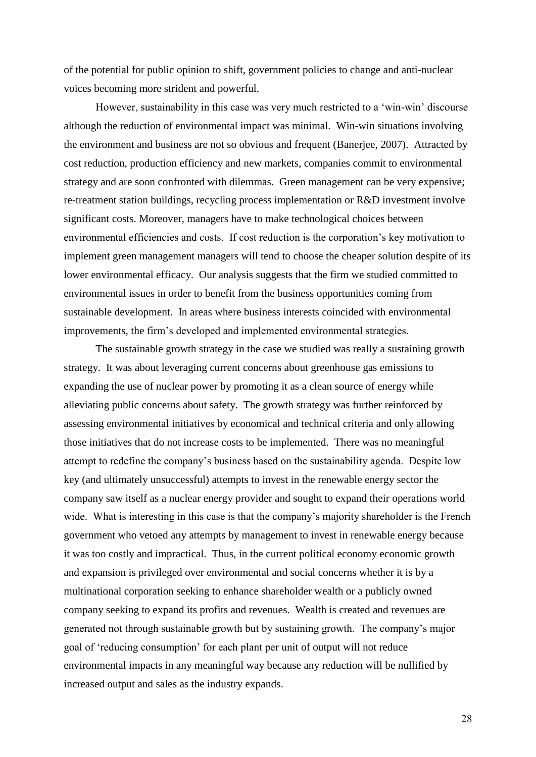of the potential for public opinion to shift, government policies to change and anti-nuclear voices becoming more strident and powerful.

However, sustainability in this case was very much restricted to a 'win-win' discourse although the reduction of environmental impact was minimal. Win-win situations involving the environment and business are not so obvious and frequent (Banerjee, 2007). Attracted by cost reduction, production efficiency and new markets, companies commit to environmental strategy and are soon confronted with dilemmas. Green management can be very expensive; re-treatment station buildings, recycling process implementation or R&D investment involve significant costs. Moreover, managers have to make technological choices between environmental efficiencies and costs. If cost reduction is the corporation's key motivation to implement green management managers will tend to choose the cheaper solution despite of its lower environmental efficacy. Our analysis suggests that the firm we studied committed to environmental issues in order to benefit from the business opportunities coming from sustainable development. In areas where business interests coincided with environmental improvements, the firm's developed and implemented environmental strategies.

The sustainable growth strategy in the case we studied was really a sustaining growth strategy. It was about leveraging current concerns about greenhouse gas emissions to expanding the use of nuclear power by promoting it as a clean source of energy while alleviating public concerns about safety. The growth strategy was further reinforced by assessing environmental initiatives by economical and technical criteria and only allowing those initiatives that do not increase costs to be implemented. There was no meaningful attempt to redefine the company's business based on the sustainability agenda. Despite low key (and ultimately unsuccessful) attempts to invest in the renewable energy sector the company saw itself as a nuclear energy provider and sought to expand their operations world wide. What is interesting in this case is that the company's majority shareholder is the French government who vetoed any attempts by management to invest in renewable energy because it was too costly and impractical. Thus, in the current political economy economic growth and expansion is privileged over environmental and social concerns whether it is by a multinational corporation seeking to enhance shareholder wealth or a publicly owned company seeking to expand its profits and revenues. Wealth is created and revenues are generated not through sustainable growth but by sustaining growth. The company's major goal of 'reducing consumption' for each plant per unit of output will not reduce environmental impacts in any meaningful way because any reduction will be nullified by increased output and sales as the industry expands.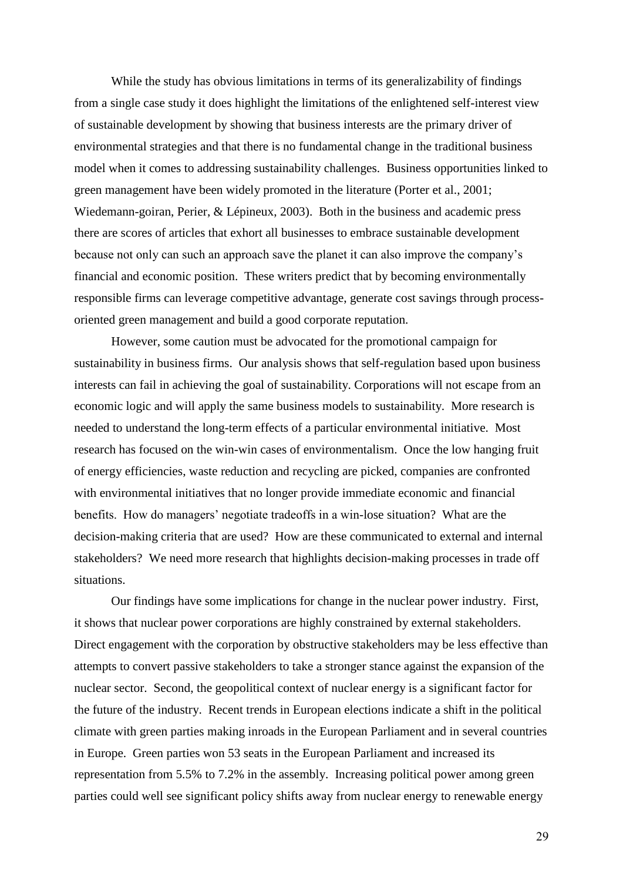While the study has obvious limitations in terms of its generalizability of findings from a single case study it does highlight the limitations of the enlightened self-interest view of sustainable development by showing that business interests are the primary driver of environmental strategies and that there is no fundamental change in the traditional business model when it comes to addressing sustainability challenges. Business opportunities linked to green management have been widely promoted in the literature (Porter et al., 2001; Wiedemann-goiran, Perier, & Lépineux, 2003). Both in the business and academic press there are scores of articles that exhort all businesses to embrace sustainable development because not only can such an approach save the planet it can also improve the company's financial and economic position. These writers predict that by becoming environmentally responsible firms can leverage competitive advantage, generate cost savings through process-oriented green management and build a good corporate reputation.

However, some caution must be advocated for the promotional campaign for sustainability in business firms. Our analysis shows that self-regulation based upon business interests can fail in achieving the goal of sustainability. Corporations will not escape from an economic logic and will apply the same business models to sustainability. More research is needed to understand the long-term effects of a particular environmental initiative. Most research has focused on the win-win cases of environmentalism. Once the low hanging fruit of energy efficiencies, waste reduction and recycling are picked, companies are confronted with environmental initiatives that no longer provide immediate economic and financial benefits. How do managers' negotiate tradeoffs in a win-lose situation? What are the decision-making criteria that are used? How are these communicated to external and internal stakeholders? We need more research that highlights decision-making processes in trade off situations.

Our findings have some implications for change in the nuclear power industry. First, it shows that nuclear power corporations are highly constrained by external stakeholders. Direct engagement with the corporation by obstructive stakeholders may be less effective than attempts to convert passive stakeholders to take a stronger stance against the expansion of the nuclear sector. Second, the geopolitical context of nuclear energy is a significant factor for the future of the industry. Recent trends in European elections indicate a shift in the political climate with green parties making inroads in the European Parliament and in several countries in Europe. Green parties won 53 seats in the European Parliament and increased its representation from 5.5% to 7.2% in the assembly. Increasing political power among green parties could well see significant policy shifts away from nuclear energy to renewable energy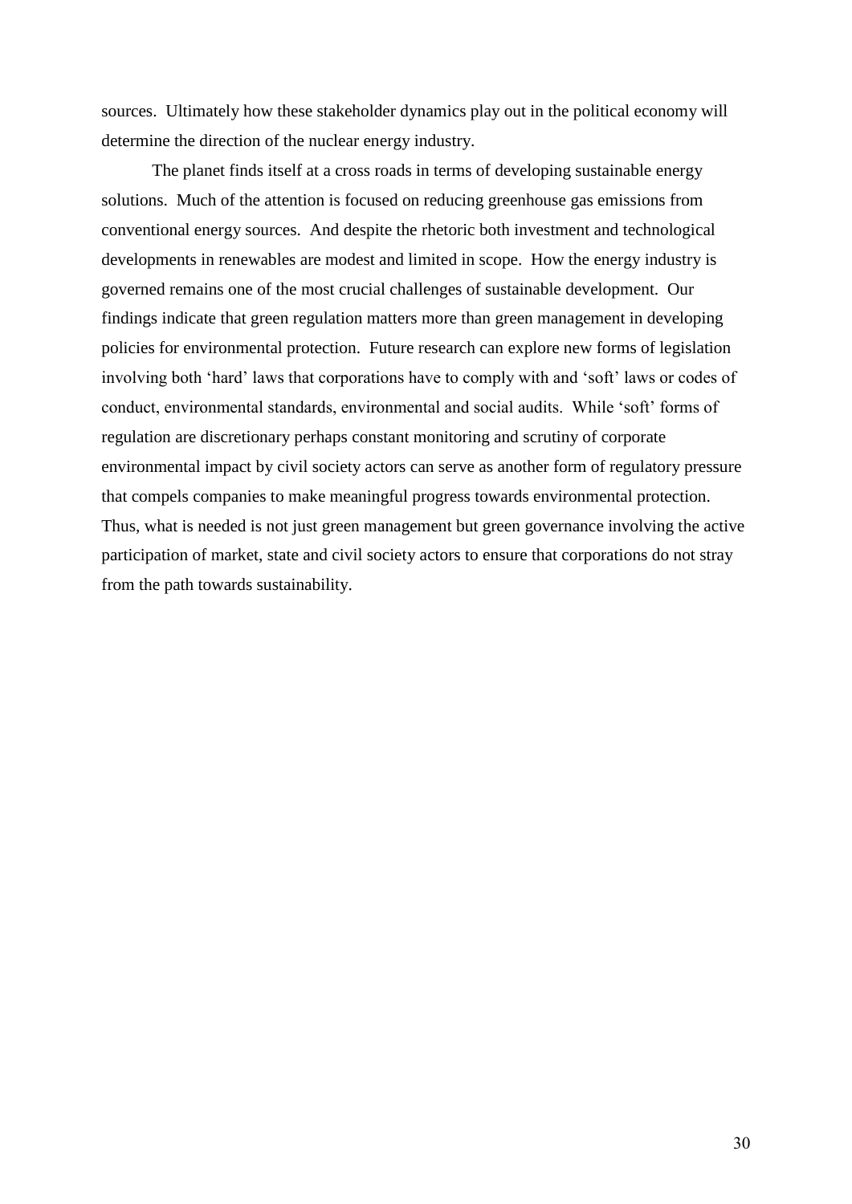sources. Ultimately how these stakeholder dynamics play out in the political economy will determine the direction of the nuclear energy industry.

The planet finds itself at a cross roads in terms of developing sustainable energy solutions. Much of the attention is focused on reducing greenhouse gas emissions from conventional energy sources. And despite the rhetoric both investment and technological developments in renewables are modest and limited in scope. How the energy industry is governed remains one of the most crucial challenges of sustainable development. Our findings indicate that green regulation matters more than green management in developing policies for environmental protection. Future research can explore new forms of legislation involving both 'hard' laws that corporations have to comply with and 'soft' laws or codes of conduct, environmental standards, environmental and social audits. While 'soft' forms of regulation are discretionary perhaps constant monitoring and scrutiny of corporate environmental impact by civil society actors can serve as another form of regulatory pressure that compels companies to make meaningful progress towards environmental protection. Thus, what is needed is not just green management but green governance involving the active participation of market, state and civil society actors to ensure that corporations do not stray from the path towards sustainability.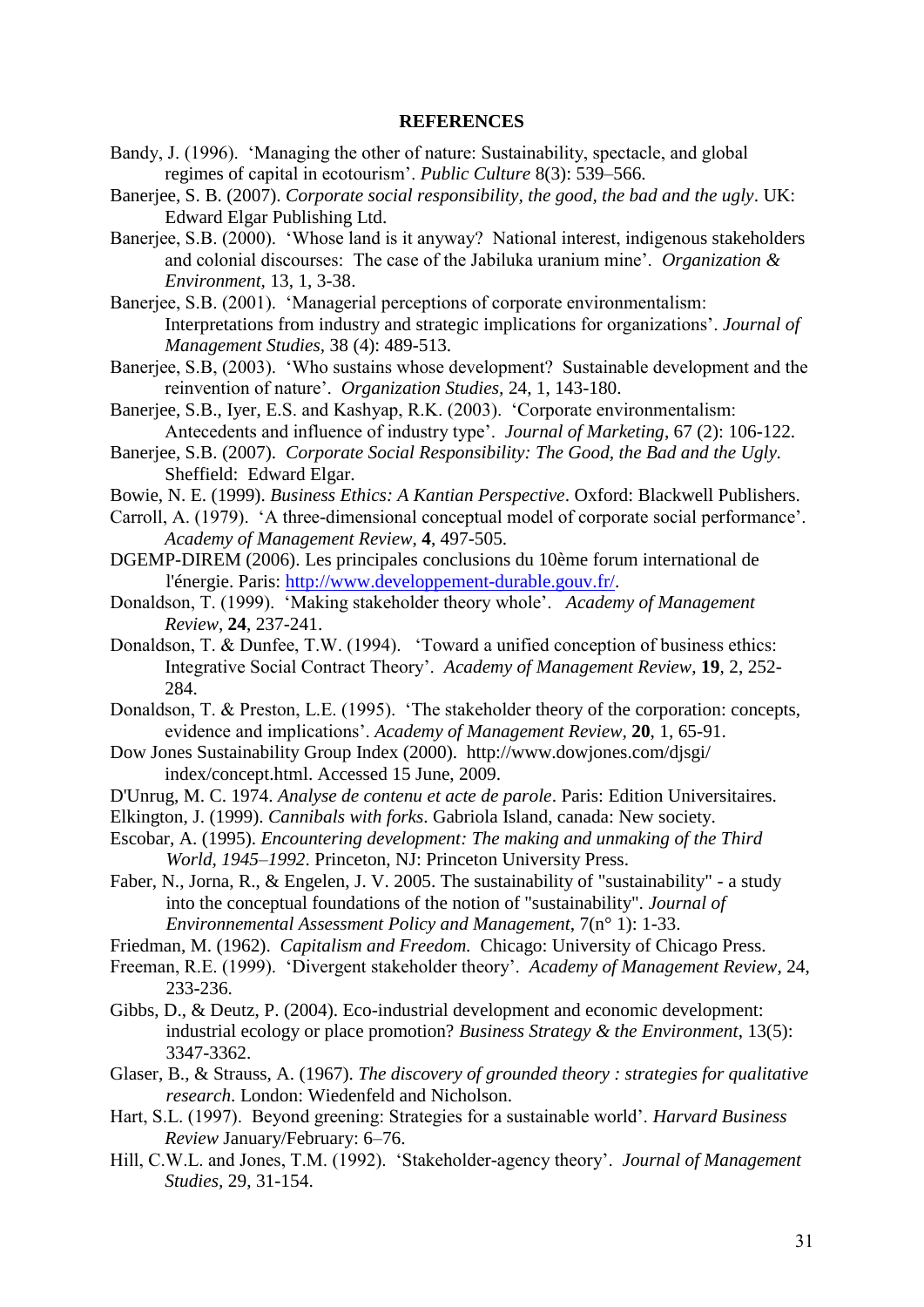## REFERENCES

Bandy, J. (1996). 'Managing the other of nature: Sustainability, spectacle, and global regimes of capital in ecotourism'. *Public Culture* 8(3): 539–566.

Banerjee, S. B. (2007). *Corporate social responsibility, the good, the bad and the ugly*. UK: Edward Elgar Publishing Ltd.

Banerjee, S.B. (2000). 'Whose land is it anyway? National interest, indigenous stakeholders and colonial discourses: The case of the Jabiluka uranium mine'. *Organization & Environment*, 13, 1, 3-38.

Banerjee, S.B. (2001). 'Managerial perceptions of corporate environmentalism: Interpretations from industry and strategic implications for organizations'. *Journal of Management Studies*, 38 (4): 489-513.

Banerjee, S.B, (2003). 'Who sustains whose development? Sustainable development and the reinvention of nature'. *Organization Studies*, 24, 1, 143-180.

Banerjee, S.B., Iyer, E.S. and Kashyap, R.K. (2003). 'Corporate environmentalism: Antecedents and influence of industry type'. *Journal of Marketing*, 67 (2): 106-122.

Banerjee, S.B. (2007). *Corporate Social Responsibility: The Good, the Bad and the Ugly.* Sheffield: Edward Elgar.

Bowie, N. E. (1999). *Business Ethics: A Kantian Perspective*. Oxford: Blackwell Publishers.

Carroll, A. (1979). 'A three-dimensional conceptual model of corporate social performance'. *Academy of Management Review*, **4**, 497-505.

DGEMP-DIREM (2006). Les principales conclusions du 10ème forum international de l'énergie. Paris: http://www.developpement-durable.gouv.fr/.

Donaldson, T. (1999). 'Making stakeholder theory whole'. *Academy of Management Review*, **24**, 237-241.

Donaldson, T. & Dunfee, T.W. (1994). 'Toward a unified conception of business ethics: Integrative Social Contract Theory'. *Academy of Management Review*, **19**, 2, 252-284.

Donaldson, T. & Preston, L.E. (1995). 'The stakeholder theory of the corporation: concepts, evidence and implications'. *Academy of Management Review*, **20**, 1, 65-91.

Dow Jones Sustainability Group Index (2000). http://www.dowjones.com/djsgi/ index/concept.html. Accessed 15 June, 2009.

D'Unrug, M. C. 1974. *Analyse de contenu et acte de parole*. Paris: Edition Universitaires.

Elkington, J. (1999). *Cannibals with forks*. Gabriola Island, canada: New society.

Escobar, A. (1995). *Encountering development: The making and unmaking of the Third World, 1945–1992*. Princeton, NJ: Princeton University Press.

Faber, N., Jorna, R., & Engelen, J. V. 2005. The sustainability of "sustainability" - a study into the conceptual foundations of the notion of "sustainability". *Journal of Environnemental Assessment Policy and Management*, 7(n° 1): 1-33.

Friedman, M. (1962). *Capitalism and Freedom.* Chicago: University of Chicago Press.

Freeman, R.E. (1999). 'Divergent stakeholder theory'. *Academy of Management Review*, 24, 233-236.

Gibbs, D., & Deutz, P. (2004). Eco-industrial development and economic development: industrial ecology or place promotion? *Business Strategy & the Environment*, 13(5): 3347-3362.

Glaser, B., & Strauss, A. (1967). *The discovery of grounded theory : strategies for qualitative research*. London: Wiedenfeld and Nicholson.

Hart, S.L. (1997). Beyond greening: Strategies for a sustainable world'. *Harvard Business Review* January/February: 6–76.

Hill, C.W.L. and Jones, T.M. (1992). 'Stakeholder-agency theory'. *Journal of Management Studies*, 29, 31-154.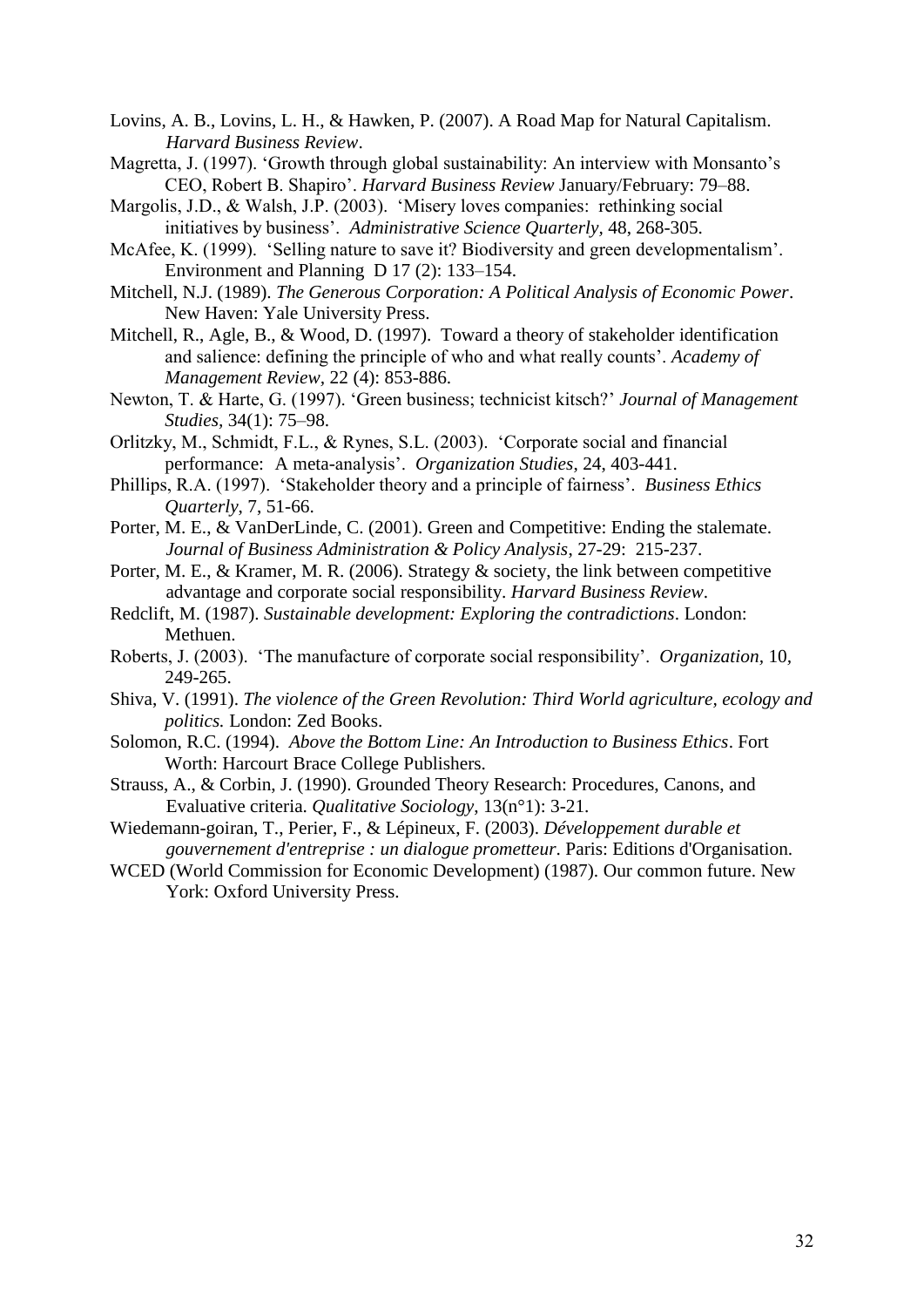Lovins, A. B., Lovins, L. H., & Hawken, P. (2007). A Road Map for Natural Capitalism. *Harvard Business Review*.

Magretta, J. (1997). 'Growth through global sustainability: An interview with Monsanto's CEO, Robert B. Shapiro'. *Harvard Business Review* January/February: 79–88.

Margolis, J.D., & Walsh, J.P. (2003). 'Misery loves companies: rethinking social initiatives by business'. *Administrative Science Quarterly*, 48, 268-305.

McAfee, K. (1999). 'Selling nature to save it? Biodiversity and green developmentalism'. Environment and Planning D 17 (2): 133–154.

Mitchell, N.J. (1989). *The Generous Corporation: A Political Analysis of Economic Power*. New Haven: Yale University Press.

Mitchell, R., Agle, B., & Wood, D. (1997). Toward a theory of stakeholder identification and salience: defining the principle of who and what really counts'. *Academy of Management Review*, 22 (4): 853-886.

Newton, T. & Harte, G. (1997). 'Green business; technicist kitsch?' *Journal of Management Studies*, 34(1): 75–98.

Orlitzky, M., Schmidt, F.L., & Rynes, S.L. (2003). 'Corporate social and financial performance: A meta-analysis'. *Organization Studies*, 24, 403-441.

Phillips, R.A. (1997). 'Stakeholder theory and a principle of fairness'. *Business Ethics Quarterly*, 7, 51-66.

Porter, M. E., & VanDerLinde, C. (2001). Green and Competitive: Ending the stalemate. *Journal of Business Administration & Policy Analysis*, 27-29: 215-237.

Porter, M. E., & Kramer, M. R. (2006). Strategy & society, the link between competitive advantage and corporate social responsibility. *Harvard Business Review*.

Redclift, M. (1987). *Sustainable development: Exploring the contradictions*. London: Methuen.

Roberts, J. (2003). 'The manufacture of corporate social responsibility'. *Organization*, 10, 249-265.

Shiva, V. (1991). *The violence of the Green Revolution: Third World agriculture, ecology and politics.* London: Zed Books.

Solomon, R.C. (1994). *Above the Bottom Line: An Introduction to Business Ethics*. Fort Worth: Harcourt Brace College Publishers.

Strauss, A., & Corbin, J. (1990). Grounded Theory Research: Procedures, Canons, and Evaluative criteria. *Qualitative Sociology*, 13(n°1): 3-21.

Wiedemann-goiran, T., Perier, F., & Lépineux, F. (2003). *Développement durable et gouvernement d'entreprise : un dialogue prometteur*. Paris: Editions d'Organisation.

WCED (World Commission for Economic Development) (1987). Our common future. New York: Oxford University Press.